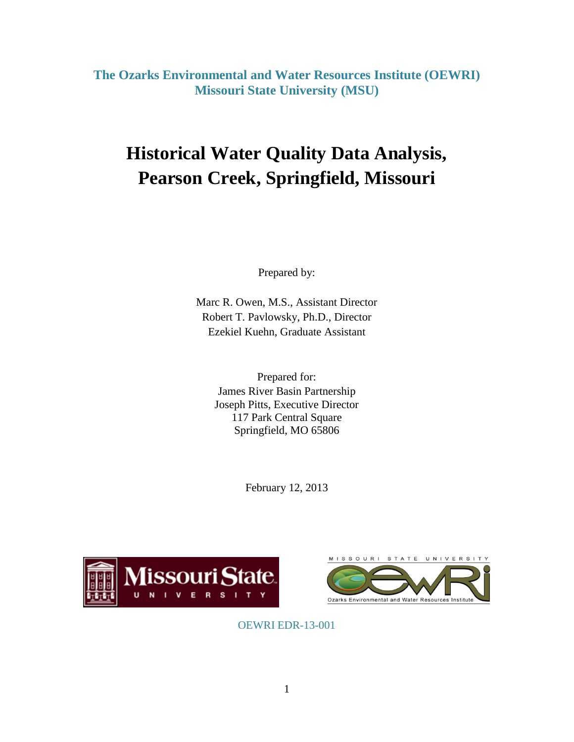**The Ozarks Environmental and Water Resources Institute (OEWRI)**
**Missouri State University (MSU)**

# Historical Water Quality Data Analysis, Pearson Creek, Springfield, Missouri

Prepared by:

Marc R. Owen, M.S., Assistant Director
Robert T. Pavlowsky, Ph.D., Director
Ezekiel Kuehn, Graduate Assistant

Prepared for:
James River Basin Partnership
Joseph Pitts, Executive Director
117 Park Central Square
Springfield, MO 65806

February 12, 2013

OEWRI EDR-13-001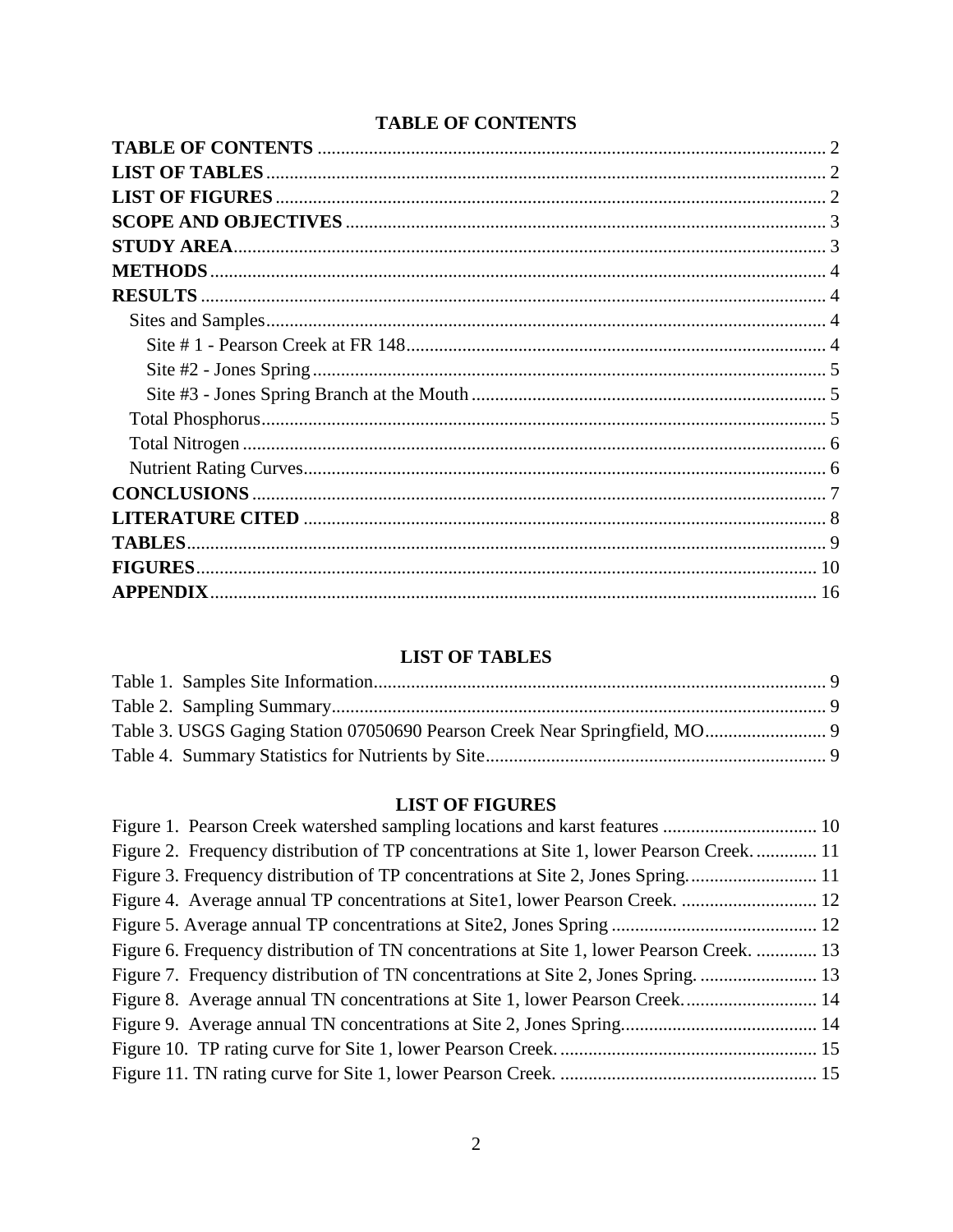## TABLE OF CONTENTS

**TABLE OF CONTENTS** ............................................................ 2
**LIST OF TABLES** ............................................................ 2
**LIST OF FIGURES** ............................................................ 2
**SCOPE AND OBJECTIVES** ............................................................ 3
**STUDY AREA** ............................................................ 3
**METHODS** ............................................................ 4
**RESULTS** ............................................................ 4
- Sites and Samples ............................................................ 4
  - Site # 1 - Pearson Creek at FR 148 ............................................................ 4
  - Site #2 - Jones Spring ............................................................ 5
  - Site #3 - Jones Spring Branch at the Mouth ............................................................ 5
- Total Phosphorus ............................................................ 5
- Total Nitrogen ............................................................ 6
- Nutrient Rating Curves ............................................................ 6

**CONCLUSIONS** ............................................................ 7
**LITERATURE CITED** ............................................................ 8
**TABLES** ............................................................ 9
**FIGURES** ............................................................ 10
**APPENDIX** ............................................................ 16

## LIST OF TABLES

Table 1. Samples Site Information ............................................................ 9
Table 2. Sampling Summary ............................................................ 9
Table 3. USGS Gaging Station 07050690 Pearson Creek Near Springfield, MO ............................................................ 9
Table 4. Summary Statistics for Nutrients by Site ............................................................ 9

## LIST OF FIGURES

Figure 1. Pearson Creek watershed sampling locations and karst features ............................................................ 10
Figure 2. Frequency distribution of TP concentrations at Site 1, lower Pearson Creek. ............................................................ 11
Figure 3. Frequency distribution of TP concentrations at Site 2, Jones Spring. ............................................................ 11
Figure 4. Average annual TP concentrations at Site1, lower Pearson Creek. ............................................................ 12
Figure 5. Average annual TP concentrations at Site2, Jones Spring ............................................................ 12
Figure 6. Frequency distribution of TN concentrations at Site 1, lower Pearson Creek. ............................................................ 13
Figure 7. Frequency distribution of TN concentrations at Site 2, Jones Spring. ............................................................ 13
Figure 8. Average annual TN concentrations at Site 1, lower Pearson Creek. ............................................................ 14
Figure 9. Average annual TN concentrations at Site 2, Jones Spring. ............................................................ 14
Figure 10. TP rating curve for Site 1, lower Pearson Creek. ............................................................ 15
Figure 11. TN rating curve for Site 1, lower Pearson Creek. ............................................................ 15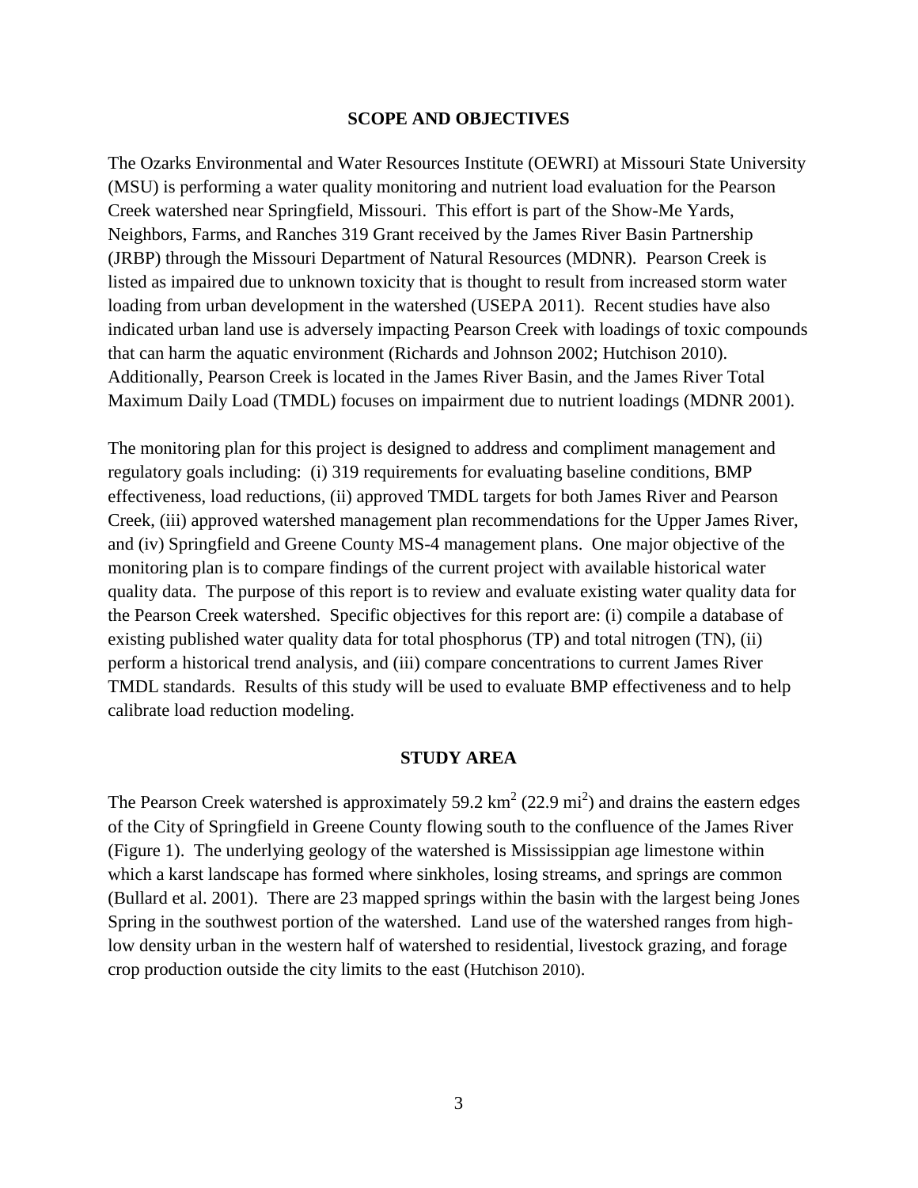## SCOPE AND OBJECTIVES

The Ozarks Environmental and Water Resources Institute (OEWRI) at Missouri State University (MSU) is performing a water quality monitoring and nutrient load evaluation for the Pearson Creek watershed near Springfield, Missouri. This effort is part of the Show-Me Yards, Neighbors, Farms, and Ranches 319 Grant received by the James River Basin Partnership (JRBP) through the Missouri Department of Natural Resources (MDNR). Pearson Creek is listed as impaired due to unknown toxicity that is thought to result from increased storm water loading from urban development in the watershed (USEPA 2011). Recent studies have also indicated urban land use is adversely impacting Pearson Creek with loadings of toxic compounds that can harm the aquatic environment (Richards and Johnson 2002; Hutchison 2010). Additionally, Pearson Creek is located in the James River Basin, and the James River Total Maximum Daily Load (TMDL) focuses on impairment due to nutrient loadings (MDNR 2001).

The monitoring plan for this project is designed to address and compliment management and regulatory goals including: (i) 319 requirements for evaluating baseline conditions, BMP effectiveness, load reductions, (ii) approved TMDL targets for both James River and Pearson Creek, (iii) approved watershed management plan recommendations for the Upper James River, and (iv) Springfield and Greene County MS-4 management plans. One major objective of the monitoring plan is to compare findings of the current project with available historical water quality data. The purpose of this report is to review and evaluate existing water quality data for the Pearson Creek watershed. Specific objectives for this report are: (i) compile a database of existing published water quality data for total phosphorus (TP) and total nitrogen (TN), (ii) perform a historical trend analysis, and (iii) compare concentrations to current James River TMDL standards. Results of this study will be used to evaluate BMP effectiveness and to help calibrate load reduction modeling.

## STUDY AREA

The Pearson Creek watershed is approximately 59.2 $km^2$ (22.9 $mi^2$) and drains the eastern edges of the City of Springfield in Greene County flowing south to the confluence of the James River (Figure 1). The underlying geology of the watershed is Mississippian age limestone within which a karst landscape has formed where sinkholes, losing streams, and springs are common (Bullard et al. 2001). There are 23 mapped springs within the basin with the largest being Jones Spring in the southwest portion of the watershed. Land use of the watershed ranges from high-low density urban in the western half of watershed to residential, livestock grazing, and forage crop production outside the city limits to the east (Hutchison 2010).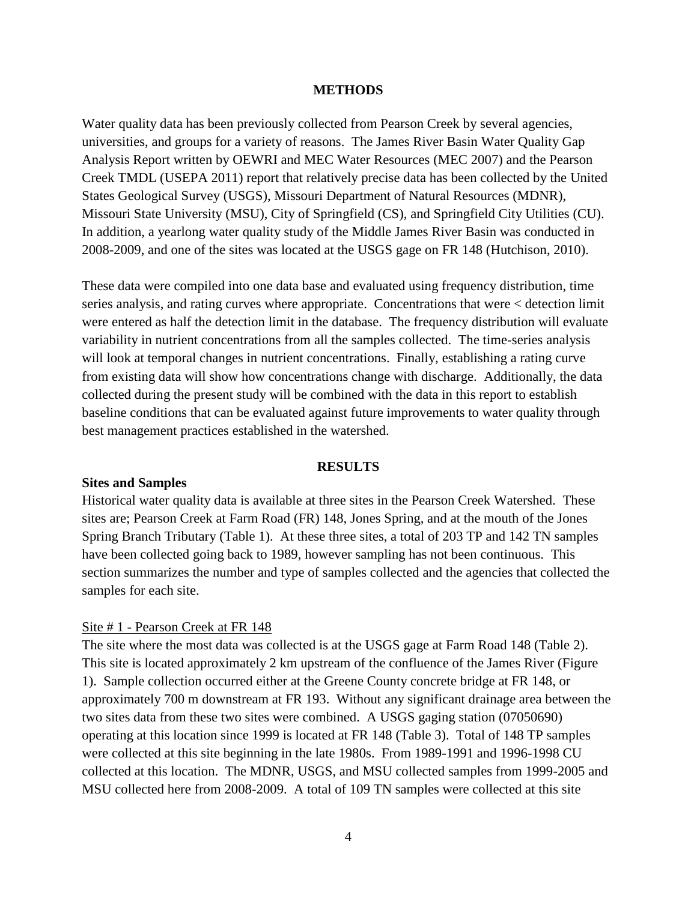## METHODS

Water quality data has been previously collected from Pearson Creek by several agencies, universities, and groups for a variety of reasons. The James River Basin Water Quality Gap Analysis Report written by OEWRI and MEC Water Resources (MEC 2007) and the Pearson Creek TMDL (USEPA 2011) report that relatively precise data has been collected by the United States Geological Survey (USGS), Missouri Department of Natural Resources (MDNR), Missouri State University (MSU), City of Springfield (CS), and Springfield City Utilities (CU). In addition, a yearlong water quality study of the Middle James River Basin was conducted in 2008-2009, and one of the sites was located at the USGS gage on FR 148 (Hutchison, 2010).

These data were compiled into one data base and evaluated using frequency distribution, time series analysis, and rating curves where appropriate. Concentrations that were < detection limit were entered as half the detection limit in the database. The frequency distribution will evaluate variability in nutrient concentrations from all the samples collected. The time-series analysis will look at temporal changes in nutrient concentrations. Finally, establishing a rating curve from existing data will show how concentrations change with discharge. Additionally, the data collected during the present study will be combined with the data in this report to establish baseline conditions that can be evaluated against future improvements to water quality through best management practices established in the watershed.

## RESULTS

### Sites and Samples

Historical water quality data is available at three sites in the Pearson Creek Watershed. These sites are; Pearson Creek at Farm Road (FR) 148, Jones Spring, and at the mouth of the Jones Spring Branch Tributary (Table 1). At these three sites, a total of 203 TP and 142 TN samples have been collected going back to 1989, however sampling has not been continuous. This section summarizes the number and type of samples collected and the agencies that collected the samples for each site.

#### Site # 1 - Pearson Creek at FR 148

The site where the most data was collected is at the USGS gage at Farm Road 148 (Table 2). This site is located approximately 2 km upstream of the confluence of the James River (Figure 1). Sample collection occurred either at the Greene County concrete bridge at FR 148, or approximately 700 m downstream at FR 193. Without any significant drainage area between the two sites data from these two sites were combined. A USGS gaging station (07050690) operating at this location since 1999 is located at FR 148 (Table 3). Total of 148 TP samples were collected at this site beginning in the late 1980s. From 1989-1991 and 1996-1998 CU collected at this location. The MDNR, USGS, and MSU collected samples from 1999-2005 and MSU collected here from 2008-2009. A total of 109 TN samples were collected at this site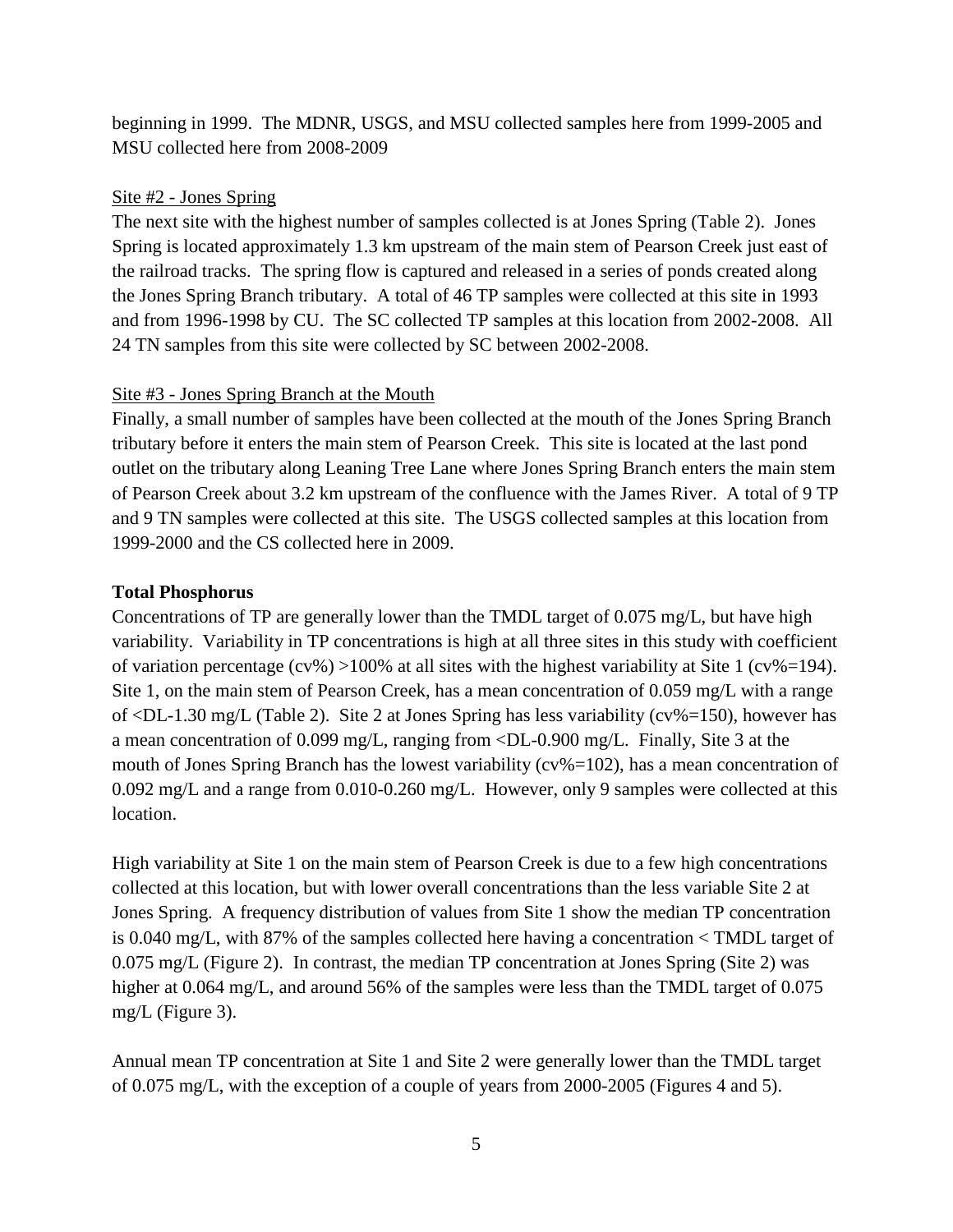beginning in 1999. The MDNR, USGS, and MSU collected samples here from 1999-2005 and MSU collected here from 2008-2009

Site #2 - Jones Spring

The next site with the highest number of samples collected is at Jones Spring (Table 2). Jones Spring is located approximately 1.3 km upstream of the main stem of Pearson Creek just east of the railroad tracks. The spring flow is captured and released in a series of ponds created along the Jones Spring Branch tributary. A total of 46 TP samples were collected at this site in 1993 and from 1996-1998 by CU. The SC collected TP samples at this location from 2002-2008. All 24 TN samples from this site were collected by SC between 2002-2008.

Site #3 - Jones Spring Branch at the Mouth

Finally, a small number of samples have been collected at the mouth of the Jones Spring Branch tributary before it enters the main stem of Pearson Creek. This site is located at the last pond outlet on the tributary along Leaning Tree Lane where Jones Spring Branch enters the main stem of Pearson Creek about 3.2 km upstream of the confluence with the James River. A total of 9 TP and 9 TN samples were collected at this site. The USGS collected samples at this location from 1999-2000 and the CS collected here in 2009.

**Total Phosphorus**

Concentrations of TP are generally lower than the TMDL target of 0.075 mg/L, but have high variability. Variability in TP concentrations is high at all three sites in this study with coefficient of variation percentage (cv%) >100% at all sites with the highest variability at Site 1 (cv%=194). Site 1, on the main stem of Pearson Creek, has a mean concentration of 0.059 mg/L with a range of <DL-1.30 mg/L (Table 2). Site 2 at Jones Spring has less variability (cv%=150), however has a mean concentration of 0.099 mg/L, ranging from <DL-0.900 mg/L. Finally, Site 3 at the mouth of Jones Spring Branch has the lowest variability (cv%=102), has a mean concentration of 0.092 mg/L and a range from 0.010-0.260 mg/L. However, only 9 samples were collected at this location.

High variability at Site 1 on the main stem of Pearson Creek is due to a few high concentrations collected at this location, but with lower overall concentrations than the less variable Site 2 at Jones Spring. A frequency distribution of values from Site 1 show the median TP concentration is 0.040 mg/L, with 87% of the samples collected here having a concentration < TMDL target of 0.075 mg/L (Figure 2). In contrast, the median TP concentration at Jones Spring (Site 2) was higher at 0.064 mg/L, and around 56% of the samples were less than the TMDL target of 0.075 mg/L (Figure 3).

Annual mean TP concentration at Site 1 and Site 2 were generally lower than the TMDL target of 0.075 mg/L, with the exception of a couple of years from 2000-2005 (Figures 4 and 5).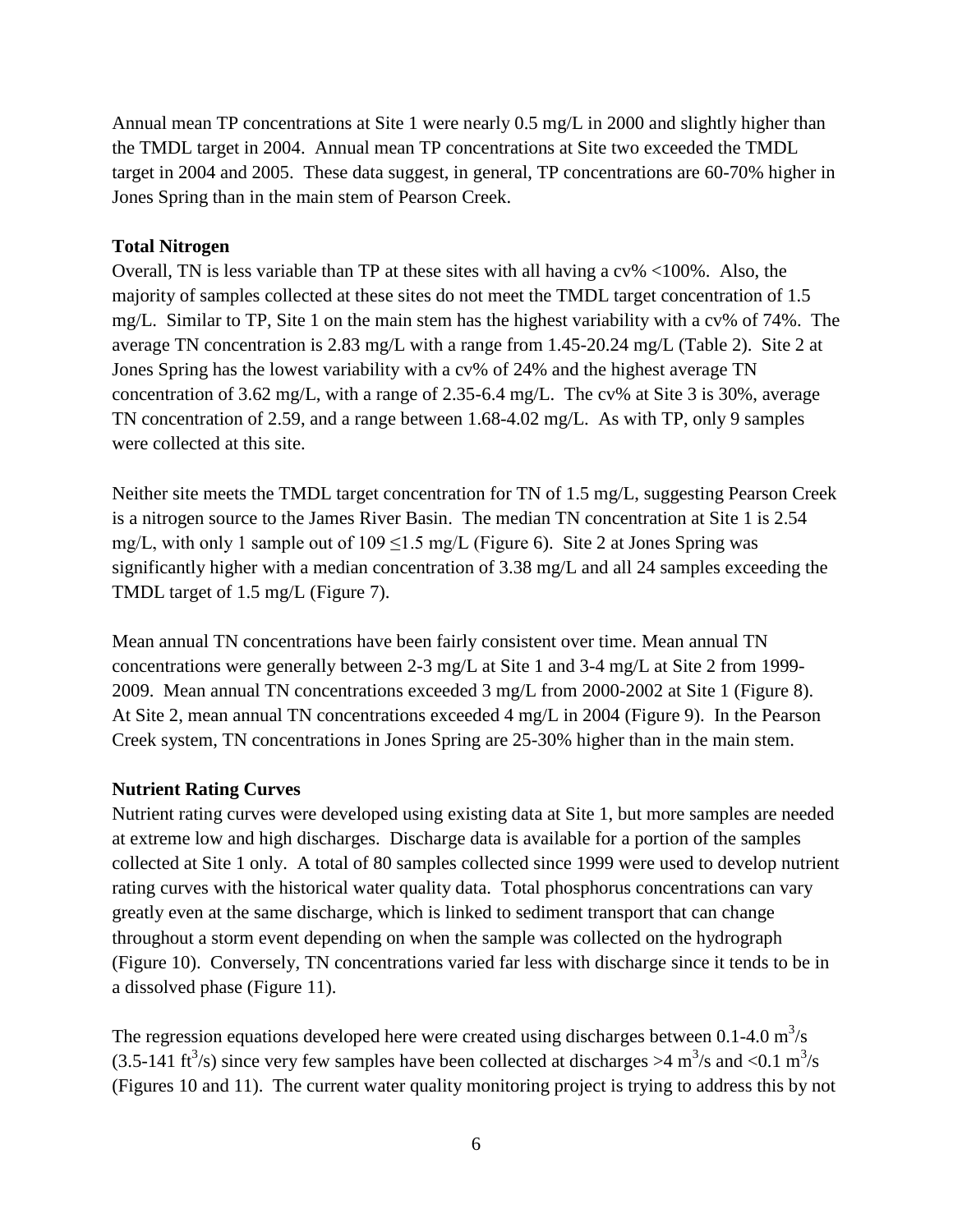Annual mean TP concentrations at Site 1 were nearly 0.5 mg/L in 2000 and slightly higher than the TMDL target in 2004. Annual mean TP concentrations at Site two exceeded the TMDL target in 2004 and 2005. These data suggest, in general, TP concentrations are 60-70% higher in Jones Spring than in the main stem of Pearson Creek.

**Total Nitrogen**

Overall, TN is less variable than TP at these sites with all having a cv% <100%. Also, the majority of samples collected at these sites do not meet the TMDL target concentration of 1.5 mg/L. Similar to TP, Site 1 on the main stem has the highest variability with a cv% of 74%. The average TN concentration is 2.83 mg/L with a range from 1.45-20.24 mg/L (Table 2). Site 2 at Jones Spring has the lowest variability with a cv% of 24% and the highest average TN concentration of 3.62 mg/L, with a range of 2.35-6.4 mg/L. The cv% at Site 3 is 30%, average TN concentration of 2.59, and a range between 1.68-4.02 mg/L. As with TP, only 9 samples were collected at this site.

Neither site meets the TMDL target concentration for TN of 1.5 mg/L, suggesting Pearson Creek is a nitrogen source to the James River Basin. The median TN concentration at Site 1 is 2.54 mg/L, with only 1 sample out of 109 $\leq$1.5 mg/L (Figure 6). Site 2 at Jones Spring was significantly higher with a median concentration of 3.38 mg/L and all 24 samples exceeding the TMDL target of 1.5 mg/L (Figure 7).

Mean annual TN concentrations have been fairly consistent over time. Mean annual TN concentrations were generally between 2-3 mg/L at Site 1 and 3-4 mg/L at Site 2 from 1999-2009. Mean annual TN concentrations exceeded 3 mg/L from 2000-2002 at Site 1 (Figure 8). At Site 2, mean annual TN concentrations exceeded 4 mg/L in 2004 (Figure 9). In the Pearson Creek system, TN concentrations in Jones Spring are 25-30% higher than in the main stem.

**Nutrient Rating Curves**

Nutrient rating curves were developed using existing data at Site 1, but more samples are needed at extreme low and high discharges. Discharge data is available for a portion of the samples collected at Site 1 only. A total of 80 samples collected since 1999 were used to develop nutrient rating curves with the historical water quality data. Total phosphorus concentrations can vary greatly even at the same discharge, which is linked to sediment transport that can change throughout a storm event depending on when the sample was collected on the hydrograph (Figure 10). Conversely, TN concentrations varied far less with discharge since it tends to be in a dissolved phase (Figure 11).

The regression equations developed here were created using discharges between 0.1-4.0 $m^3/s$ (3.5-141 $ft^3/s$) since very few samples have been collected at discharges >4 $m^3/s$ and <0.1 $m^3/s$ (Figures 10 and 11). The current water quality monitoring project is trying to address this by not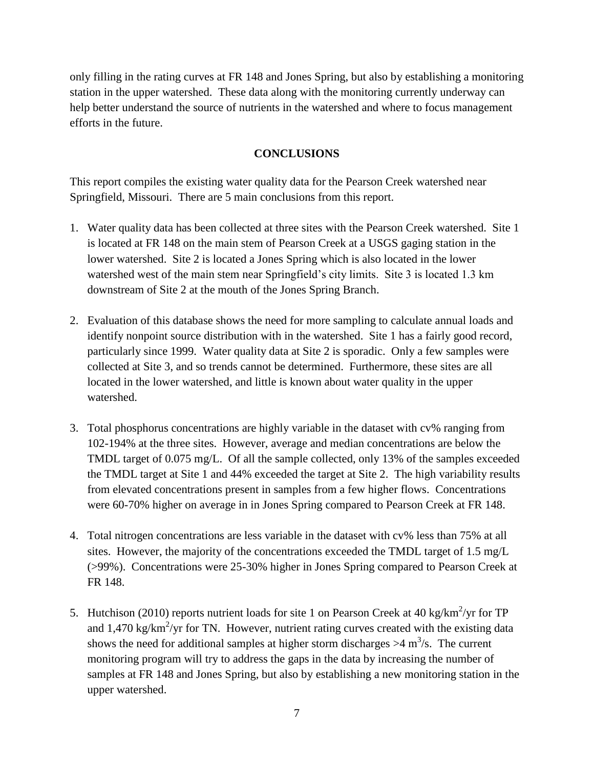only filling in the rating curves at FR 148 and Jones Spring, but also by establishing a monitoring station in the upper watershed. These data along with the monitoring currently underway can help better understand the source of nutrients in the watershed and where to focus management efforts in the future.

## CONCLUSIONS

This report compiles the existing water quality data for the Pearson Creek watershed near Springfield, Missouri. There are 5 main conclusions from this report.

1. Water quality data has been collected at three sites with the Pearson Creek watershed. Site 1 is located at FR 148 on the main stem of Pearson Creek at a USGS gaging station in the lower watershed. Site 2 is located a Jones Spring which is also located in the lower watershed west of the main stem near Springfield's city limits. Site 3 is located 1.3 km downstream of Site 2 at the mouth of the Jones Spring Branch.

2. Evaluation of this database shows the need for more sampling to calculate annual loads and identify nonpoint source distribution with in the watershed. Site 1 has a fairly good record, particularly since 1999. Water quality data at Site 2 is sporadic. Only a few samples were collected at Site 3, and so trends cannot be determined. Furthermore, these sites are all located in the lower watershed, and little is known about water quality in the upper watershed.

3. Total phosphorus concentrations are highly variable in the dataset with cv% ranging from 102-194% at the three sites. However, average and median concentrations are below the TMDL target of 0.075 mg/L. Of all the sample collected, only 13% of the samples exceeded the TMDL target at Site 1 and 44% exceeded the target at Site 2. The high variability results from elevated concentrations present in samples from a few higher flows. Concentrations were 60-70% higher on average in in Jones Spring compared to Pearson Creek at FR 148.

4. Total nitrogen concentrations are less variable in the dataset with cv% less than 75% at all sites. However, the majority of the concentrations exceeded the TMDL target of 1.5 mg/L (>99%). Concentrations were 25-30% higher in Jones Spring compared to Pearson Creek at FR 148.

5. Hutchison (2010) reports nutrient loads for site 1 on Pearson Creek at 40 $kg/km^2/yr$ for TP and 1,470 $kg/km^2/yr$ for TN. However, nutrient rating curves created with the existing data shows the need for additional samples at higher storm discharges >4 $m^3/s$. The current monitoring program will try to address the gaps in the data by increasing the number of samples at FR 148 and Jones Spring, but also by establishing a new monitoring station in the upper watershed.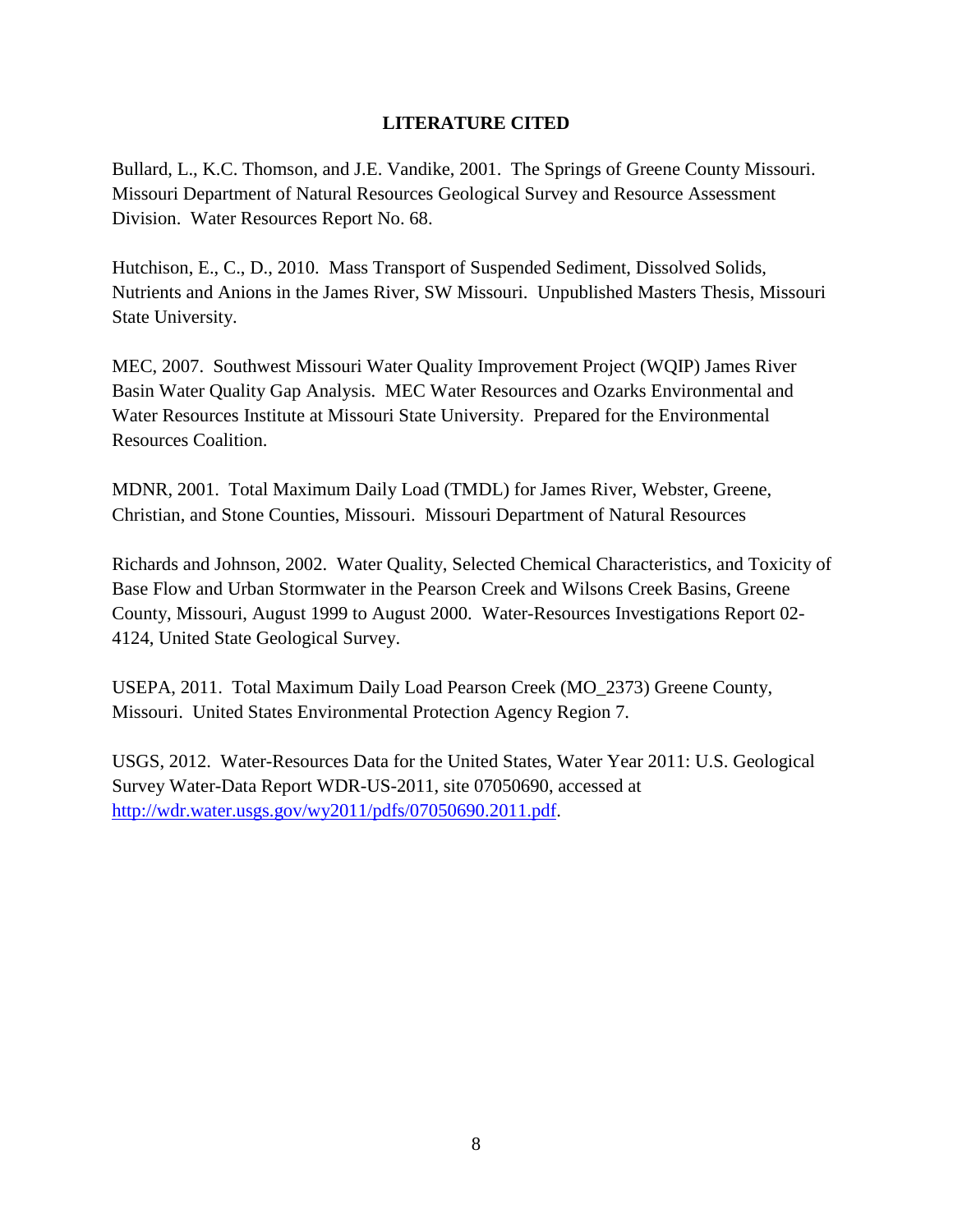## LITERATURE CITED

Bullard, L., K.C. Thomson, and J.E. Vandike, 2001. The Springs of Greene County Missouri. Missouri Department of Natural Resources Geological Survey and Resource Assessment Division. Water Resources Report No. 68.

Hutchison, E., C., D., 2010. Mass Transport of Suspended Sediment, Dissolved Solids, Nutrients and Anions in the James River, SW Missouri. Unpublished Masters Thesis, Missouri State University.

MEC, 2007. Southwest Missouri Water Quality Improvement Project (WQIP) James River Basin Water Quality Gap Analysis. MEC Water Resources and Ozarks Environmental and Water Resources Institute at Missouri State University. Prepared for the Environmental Resources Coalition.

MDNR, 2001. Total Maximum Daily Load (TMDL) for James River, Webster, Greene, Christian, and Stone Counties, Missouri. Missouri Department of Natural Resources

Richards and Johnson, 2002. Water Quality, Selected Chemical Characteristics, and Toxicity of Base Flow and Urban Stormwater in the Pearson Creek and Wilsons Creek Basins, Greene County, Missouri, August 1999 to August 2000. Water-Resources Investigations Report 02-4124, United State Geological Survey.

USEPA, 2011. Total Maximum Daily Load Pearson Creek (MO_2373) Greene County, Missouri. United States Environmental Protection Agency Region 7.

USGS, 2012. Water-Resources Data for the United States, Water Year 2011: U.S. Geological Survey Water-Data Report WDR-US-2011, site 07050690, accessed at http://wdr.water.usgs.gov/wy2011/pdfs/07050690.2011.pdf.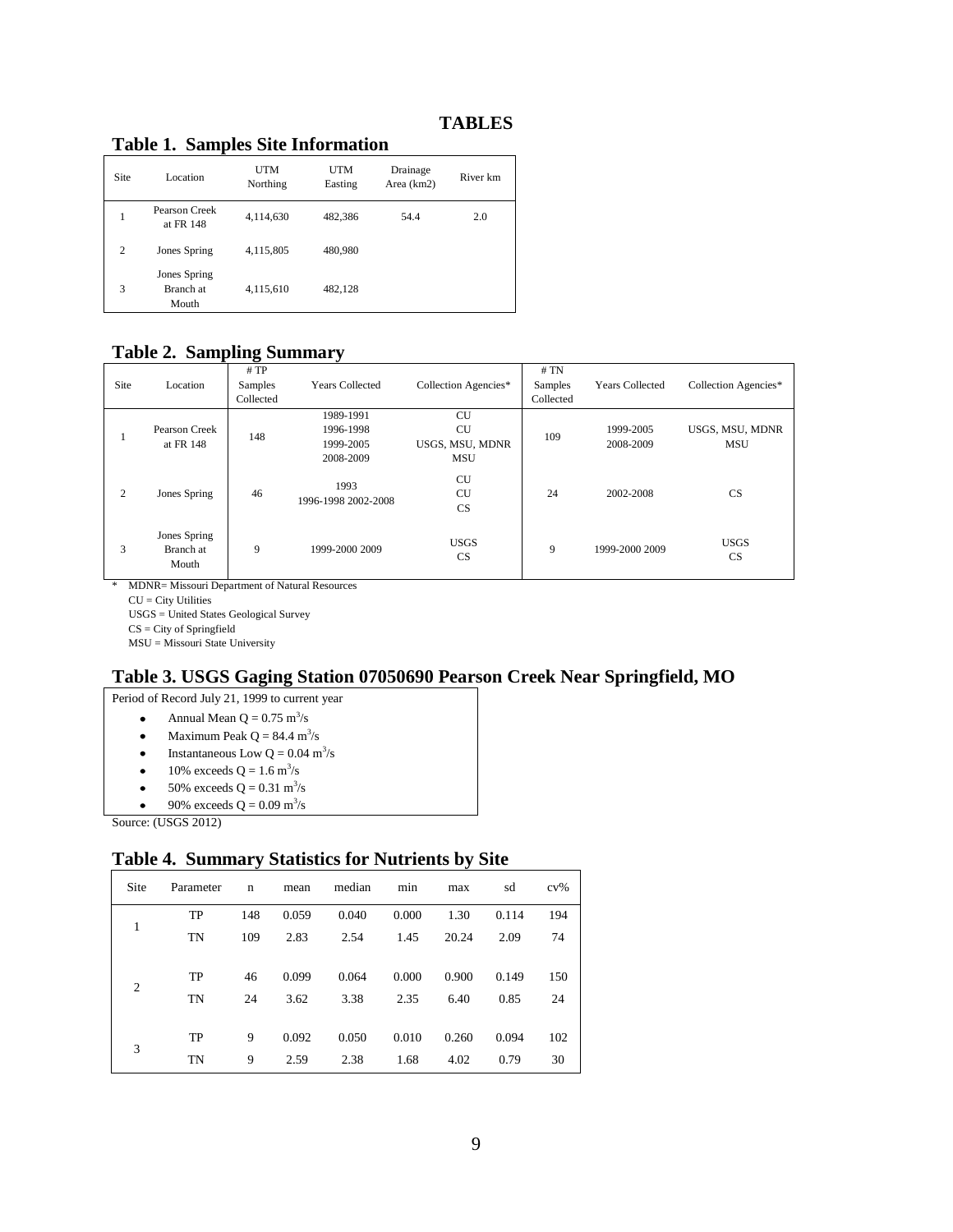# TABLES

## Table 1. Samples Site Information

| Site | Location | UTM Northing | UTM Easting | Drainage Area (km2) | River km |
|---|---|---|---|---|---|
| 1 | Pearson Creek at FR 148 | 4,114,630 | 482,386 | 54.4 | 2.0 |
| 2 | Jones Spring | 4,115,805 | 480,980 | | |
| 3 | Jones Spring Branch at Mouth | 4,115,610 | 482,128 | | |

## Table 2. Sampling Summary

| Site | Location | # TP Samples Collected | Years Collected | Collection Agencies* | # TN Samples Collected | Years Collected | Collection Agencies* |
|---|---|---|---|---|---|---|---|
| 1 | Pearson Creek at FR 148 | 148 | 1989-1991<br>1996-1998<br>1999-2005<br>2008-2009 | CU<br>CU<br>USGS, MSU, MDNR<br>MSU | 109 | 1999-2005<br>2008-2009 | USGS, MSU, MDNR<br>MSU |
| 2 | Jones Spring | 46 | 1993<br>1996-1998 2002-2008 | CU<br>CU<br>CS | 24 | 2002-2008 | CS |
| 3 | Jones Spring Branch at Mouth | 9 | 1999-2000 2009 | USGS<br>CS | 9 | 1999-2000 2009 | USGS<br>CS |

\* MDNR= Missouri Department of Natural Resources
CU = City Utilities
USGS = United States Geological Survey
CS = City of Springfield
MSU = Missouri State University

## Table 3. USGS Gaging Station 07050690 Pearson Creek Near Springfield, MO

Period of Record July 21, 1999 to current year

- Annual Mean Q = 0.75 $m^3/s$
- Maximum Peak Q = 84.4 $m^3/s$
- Instantaneous Low Q = 0.04 $m^3/s$
- 10% exceeds Q = 1.6 $m^3/s$
- 50% exceeds Q = 0.31 $m^3/s$
- 90% exceeds Q = 0.09 $m^3/s$

Source: (USGS 2012)

## Table 4. Summary Statistics for Nutrients by Site

| Site | Parameter | n | mean | median | min | max | sd | cv% |
|---|---|---|---|---|---|---|---|---|
| 1 | TP | 148 | 0.059 | 0.040 | 0.000 | 1.30 | 0.114 | 194 |
| | TN | 109 | 2.83 | 2.54 | 1.45 | 20.24 | 2.09 | 74 |
| 2 | TP | 46 | 0.099 | 0.064 | 0.000 | 0.900 | 0.149 | 150 |
| | TN | 24 | 3.62 | 3.38 | 2.35 | 6.40 | 0.85 | 24 |
| 3 | TP | 9 | 0.092 | 0.050 | 0.010 | 0.260 | 0.094 | 102 |
| | TN | 9 | 2.59 | 2.38 | 1.68 | 4.02 | 0.79 | 30 |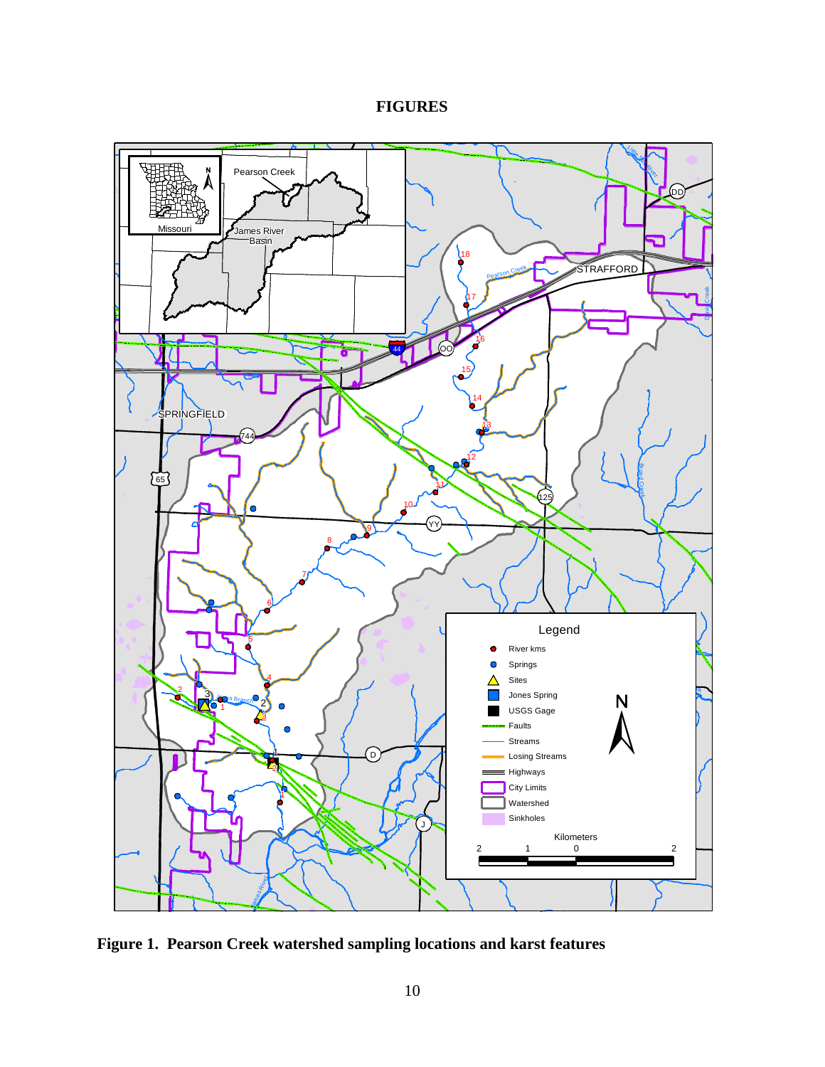# FIGURES

**Figure 1. Pearson Creek watershed sampling locations and karst features**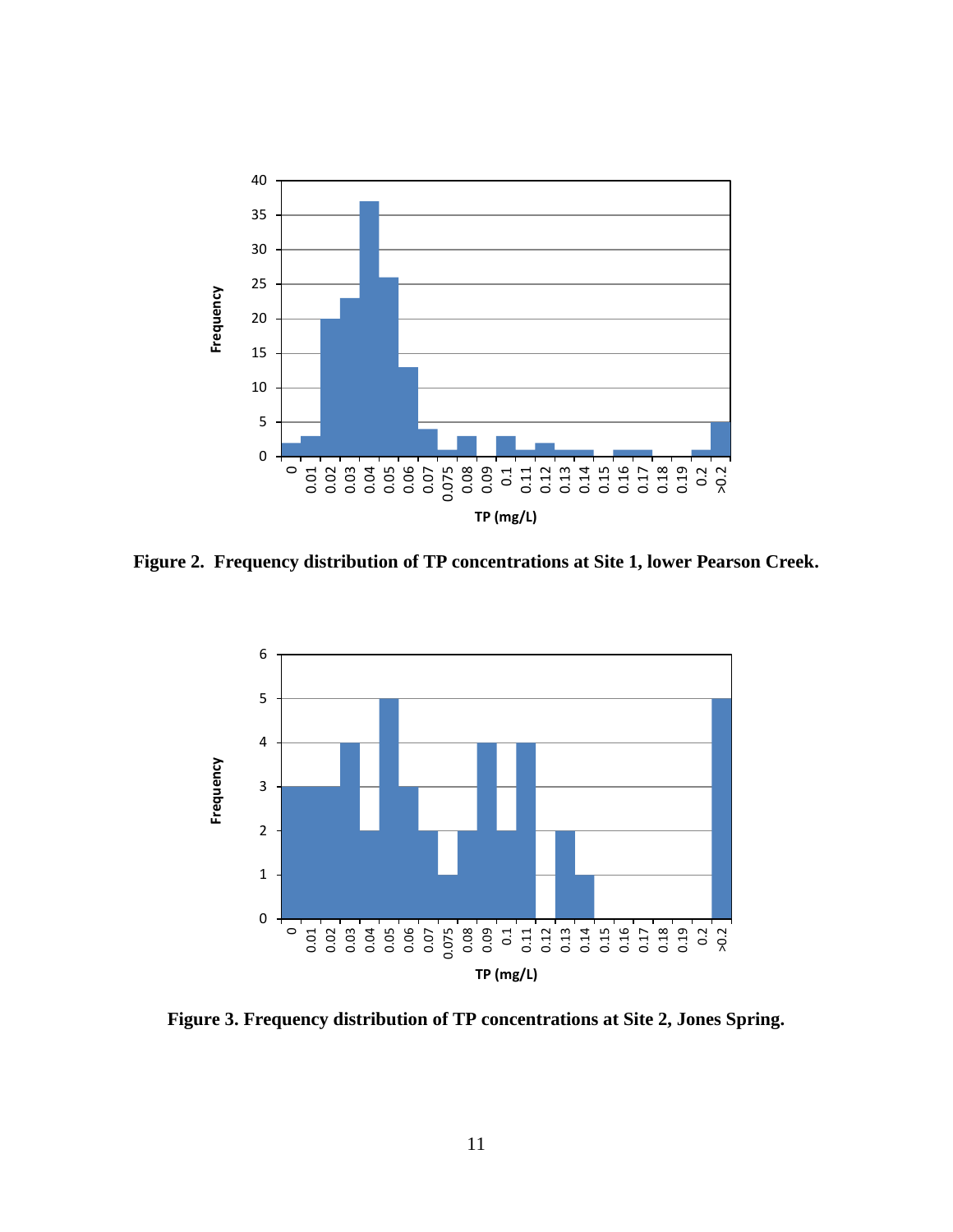**Figure 2. Frequency distribution of TP concentrations at Site 1, lower Pearson Creek.**

**Figure 3. Frequency distribution of TP concentrations at Site 2, Jones Spring.**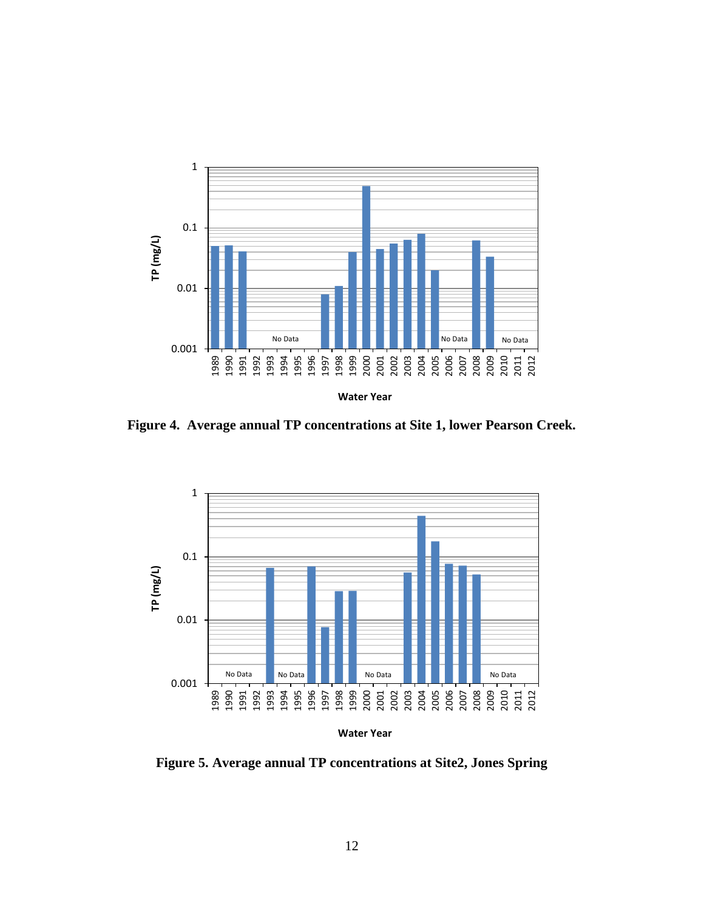Figure 4. Average annual TP concentrations at Site 1, lower Pearson Creek.

Figure 5. Average annual TP concentrations at Site2, Jones Spring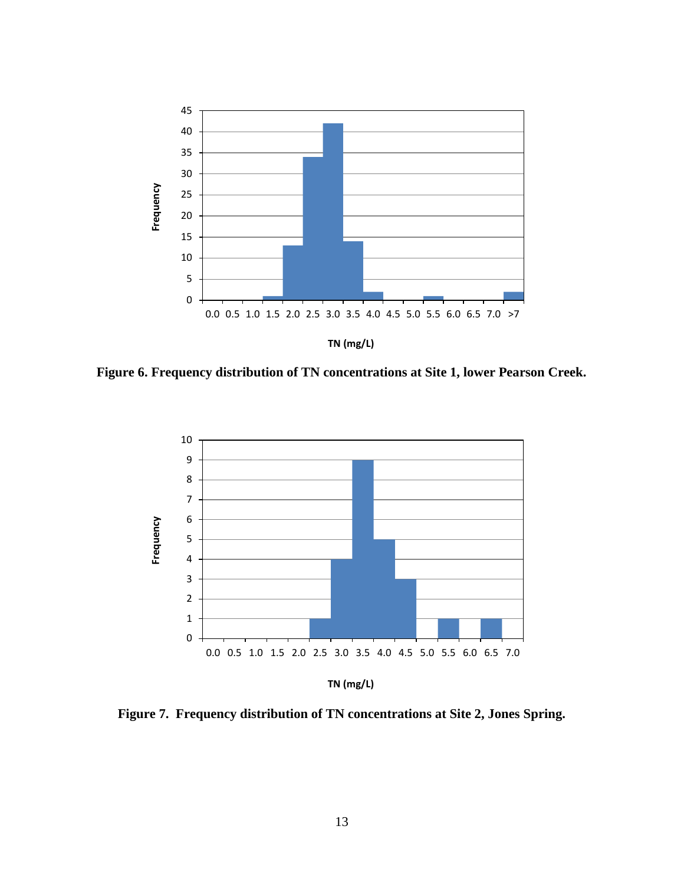**Figure 6. Frequency distribution of TN concentrations at Site 1, lower Pearson Creek.**

**Figure 7. Frequency distribution of TN concentrations at Site 2, Jones Spring.**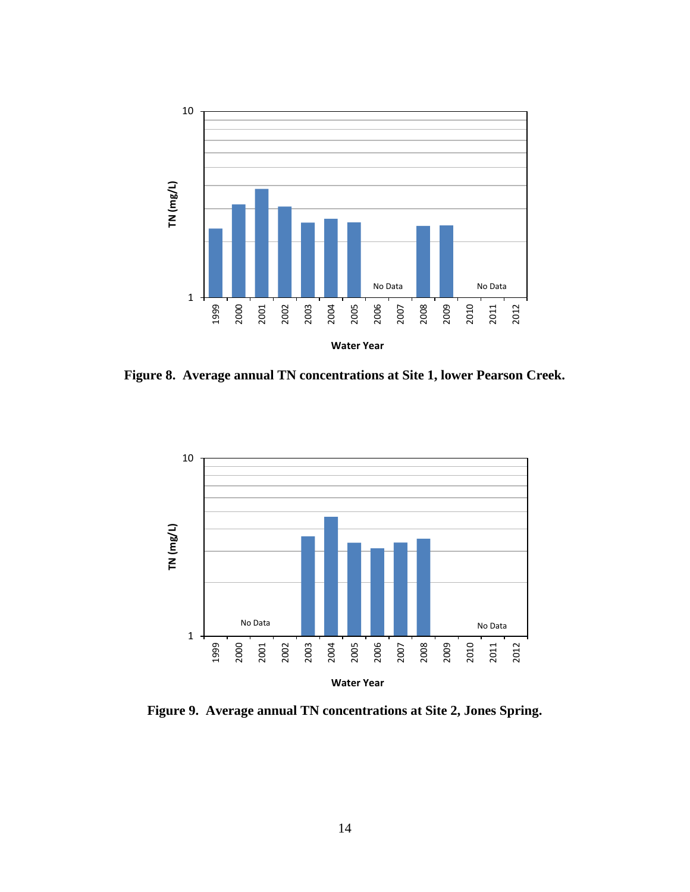Figure 8. Average annual TN concentrations at Site 1, lower Pearson Creek.

Figure 9. Average annual TN concentrations at Site 2, Jones Spring.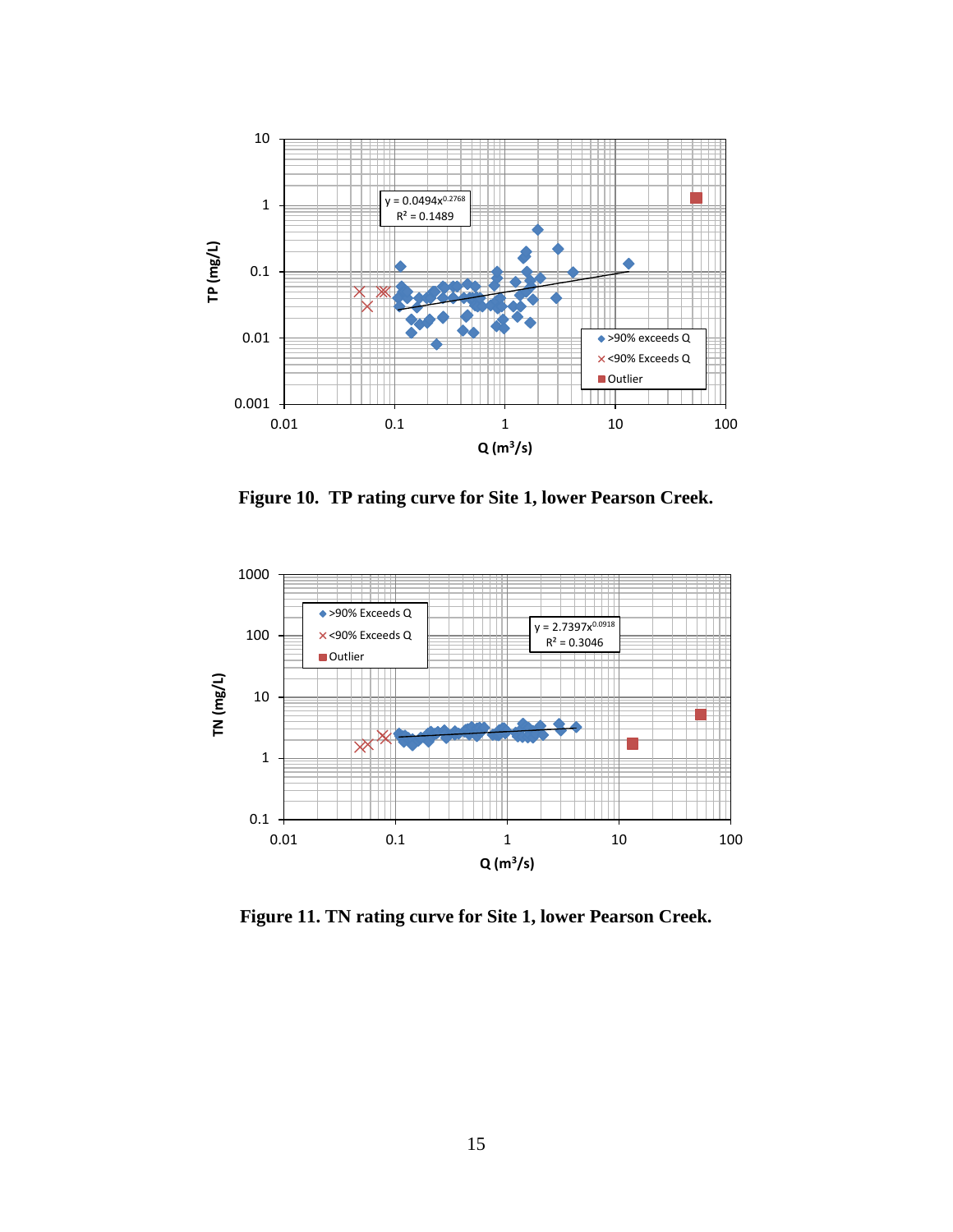**Figure 10. TP rating curve for Site 1, lower Pearson Creek.**

**Figure 11. TN rating curve for Site 1, lower Pearson Creek.**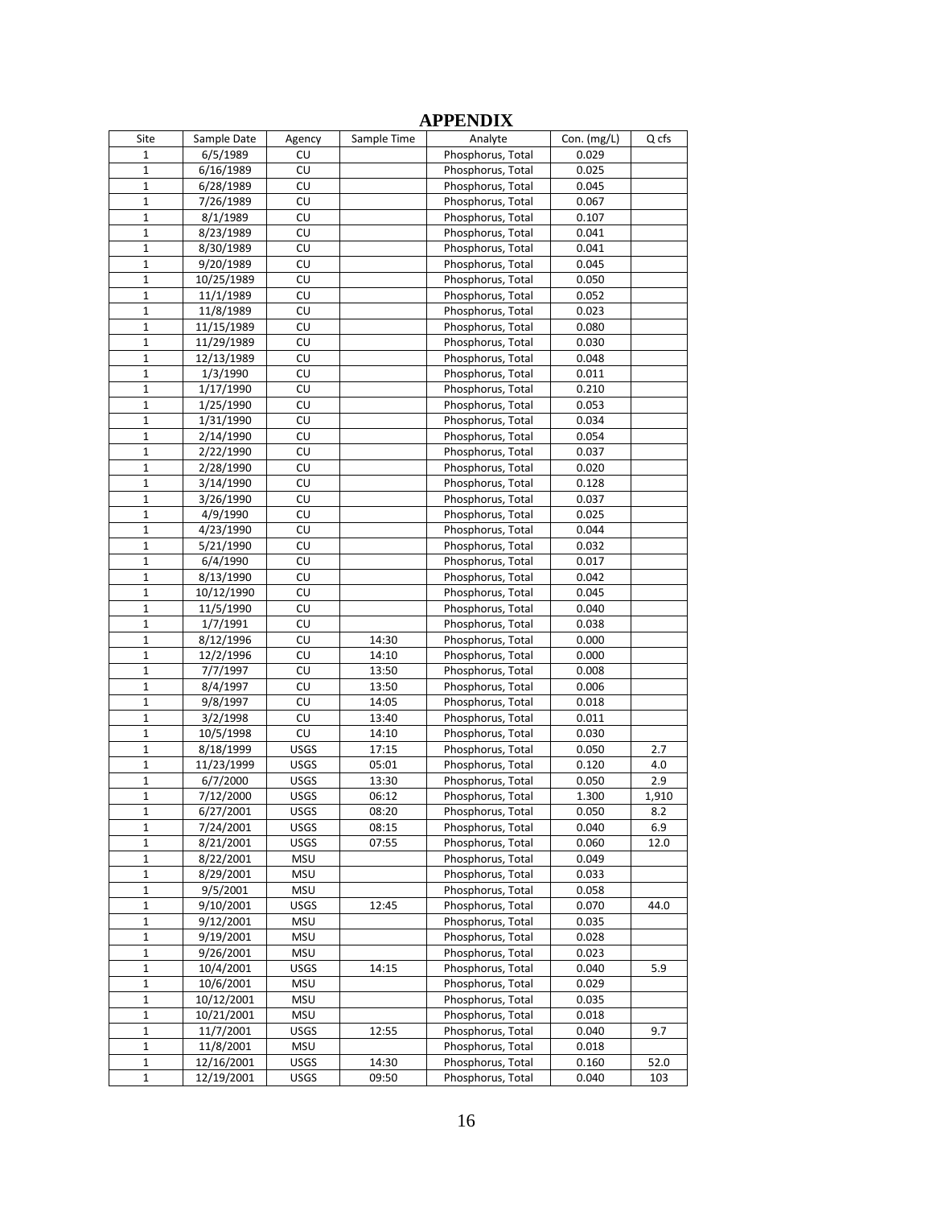# APPENDIX

| Site | Sample Date | Agency | Sample Time | Analyte | Con. (mg/L) | Q cfs |
|---|---|---|---|---|---|---|
| 1 | 6/5/1989 | CU | | Phosphorus, Total | 0.029 | |
| 1 | 6/16/1989 | CU | | Phosphorus, Total | 0.025 | |
| 1 | 6/28/1989 | CU | | Phosphorus, Total | 0.045 | |
| 1 | 7/26/1989 | CU | | Phosphorus, Total | 0.067 | |
| 1 | 8/1/1989 | CU | | Phosphorus, Total | 0.107 | |
| 1 | 8/23/1989 | CU | | Phosphorus, Total | 0.041 | |
| 1 | 8/30/1989 | CU | | Phosphorus, Total | 0.041 | |
| 1 | 9/20/1989 | CU | | Phosphorus, Total | 0.045 | |
| 1 | 10/25/1989 | CU | | Phosphorus, Total | 0.050 | |
| 1 | 11/1/1989 | CU | | Phosphorus, Total | 0.052 | |
| 1 | 11/8/1989 | CU | | Phosphorus, Total | 0.023 | |
| 1 | 11/15/1989 | CU | | Phosphorus, Total | 0.080 | |
| 1 | 11/29/1989 | CU | | Phosphorus, Total | 0.030 | |
| 1 | 12/13/1989 | CU | | Phosphorus, Total | 0.048 | |
| 1 | 1/3/1990 | CU | | Phosphorus, Total | 0.011 | |
| 1 | 1/17/1990 | CU | | Phosphorus, Total | 0.210 | |
| 1 | 1/25/1990 | CU | | Phosphorus, Total | 0.053 | |
| 1 | 1/31/1990 | CU | | Phosphorus, Total | 0.034 | |
| 1 | 2/14/1990 | CU | | Phosphorus, Total | 0.054 | |
| 1 | 2/22/1990 | CU | | Phosphorus, Total | 0.037 | |
| 1 | 2/28/1990 | CU | | Phosphorus, Total | 0.020 | |
| 1 | 3/14/1990 | CU | | Phosphorus, Total | 0.128 | |
| 1 | 3/26/1990 | CU | | Phosphorus, Total | 0.037 | |
| 1 | 4/9/1990 | CU | | Phosphorus, Total | 0.025 | |
| 1 | 4/23/1990 | CU | | Phosphorus, Total | 0.044 | |
| 1 | 5/21/1990 | CU | | Phosphorus, Total | 0.032 | |
| 1 | 6/4/1990 | CU | | Phosphorus, Total | 0.017 | |
| 1 | 8/13/1990 | CU | | Phosphorus, Total | 0.042 | |
| 1 | 10/12/1990 | CU | | Phosphorus, Total | 0.045 | |
| 1 | 11/5/1990 | CU | | Phosphorus, Total | 0.040 | |
| 1 | 1/7/1991 | CU | | Phosphorus, Total | 0.038 | |
| 1 | 8/12/1996 | CU | 14:30 | Phosphorus, Total | 0.000 | |
| 1 | 12/2/1996 | CU | 14:10 | Phosphorus, Total | 0.000 | |
| 1 | 7/7/1997 | CU | 13:50 | Phosphorus, Total | 0.008 | |
| 1 | 8/4/1997 | CU | 13:50 | Phosphorus, Total | 0.006 | |
| 1 | 9/8/1997 | CU | 14:05 | Phosphorus, Total | 0.018 | |
| 1 | 3/2/1998 | CU | 13:40 | Phosphorus, Total | 0.011 | |
| 1 | 10/5/1998 | CU | 14:10 | Phosphorus, Total | 0.030 | |
| 1 | 8/18/1999 | USGS | 17:15 | Phosphorus, Total | 0.050 | 2.7 |
| 1 | 11/23/1999 | USGS | 05:01 | Phosphorus, Total | 0.120 | 4.0 |
| 1 | 6/7/2000 | USGS | 13:30 | Phosphorus, Total | 0.050 | 2.9 |
| 1 | 7/12/2000 | USGS | 06:12 | Phosphorus, Total | 1.300 | 1,910 |
| 1 | 6/27/2001 | USGS | 08:20 | Phosphorus, Total | 0.050 | 8.2 |
| 1 | 7/24/2001 | USGS | 08:15 | Phosphorus, Total | 0.040 | 6.9 |
| 1 | 8/21/2001 | USGS | 07:55 | Phosphorus, Total | 0.060 | 12.0 |
| 1 | 8/22/2001 | MSU | | Phosphorus, Total | 0.049 | |
| 1 | 8/29/2001 | MSU | | Phosphorus, Total | 0.033 | |
| 1 | 9/5/2001 | MSU | | Phosphorus, Total | 0.058 | |
| 1 | 9/10/2001 | USGS | 12:45 | Phosphorus, Total | 0.070 | 44.0 |
| 1 | 9/12/2001 | MSU | | Phosphorus, Total | 0.035 | |
| 1 | 9/19/2001 | MSU | | Phosphorus, Total | 0.028 | |
| 1 | 9/26/2001 | MSU | | Phosphorus, Total | 0.023 | |
| 1 | 10/4/2001 | USGS | 14:15 | Phosphorus, Total | 0.040 | 5.9 |
| 1 | 10/6/2001 | MSU | | Phosphorus, Total | 0.029 | |
| 1 | 10/12/2001 | MSU | | Phosphorus, Total | 0.035 | |
| 1 | 10/21/2001 | MSU | | Phosphorus, Total | 0.018 | |
| 1 | 11/7/2001 | USGS | 12:55 | Phosphorus, Total | 0.040 | 9.7 |
| 1 | 11/8/2001 | MSU | | Phosphorus, Total | 0.018 | |
| 1 | 12/16/2001 | USGS | 14:30 | Phosphorus, Total | 0.160 | 52.0 |
| 1 | 12/19/2001 | USGS | 09:50 | Phosphorus, Total | 0.040 | 103 |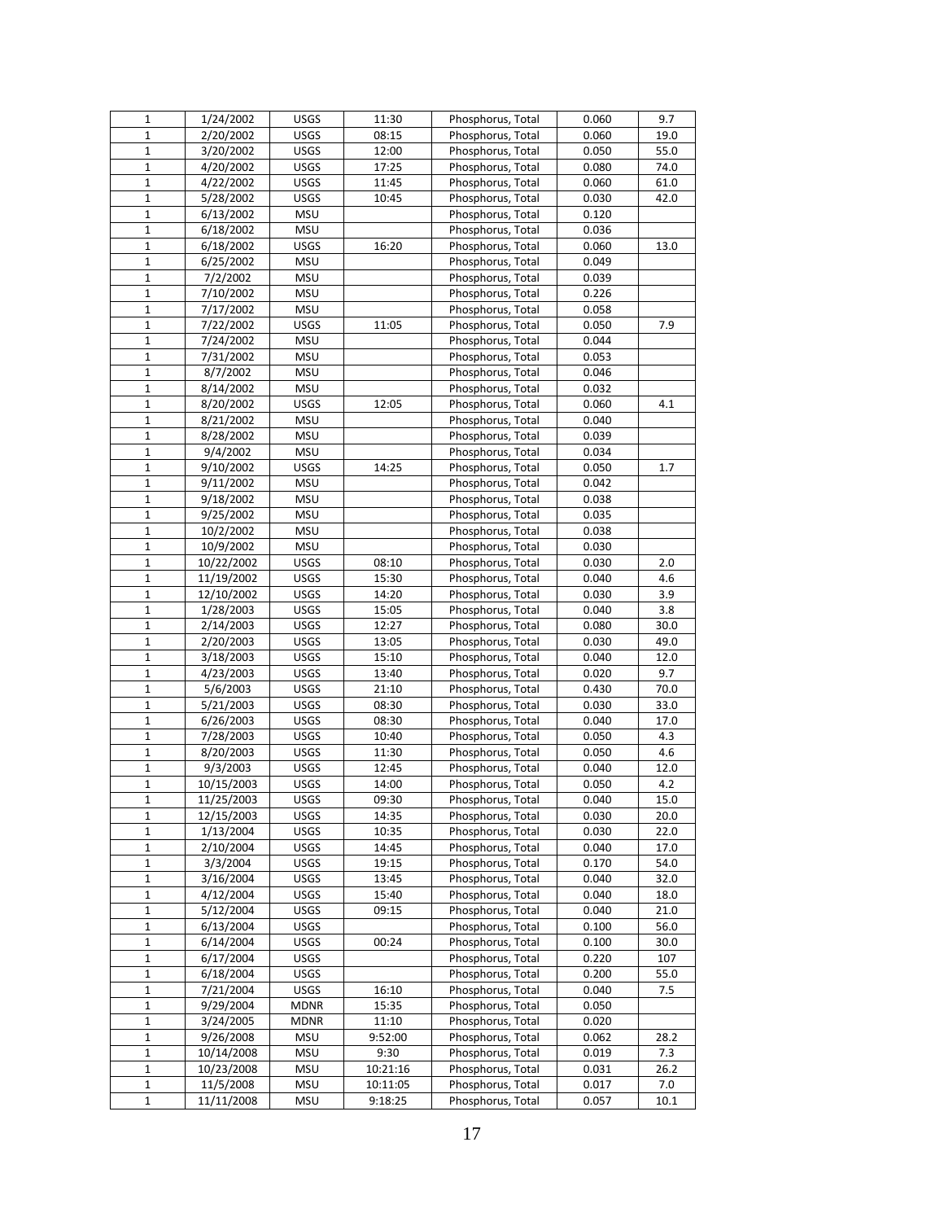| | | | | | | |
|---|---|---|---|---|---|---|
| 1 | 1/24/2002 | USGS | 11:30 | Phosphorus, Total | 0.060 | 9.7 |
| 1 | 2/20/2002 | USGS | 08:15 | Phosphorus, Total | 0.060 | 19.0 |
| 1 | 3/20/2002 | USGS | 12:00 | Phosphorus, Total | 0.050 | 55.0 |
| 1 | 4/20/2002 | USGS | 17:25 | Phosphorus, Total | 0.080 | 74.0 |
| 1 | 4/22/2002 | USGS | 11:45 | Phosphorus, Total | 0.060 | 61.0 |
| 1 | 5/28/2002 | USGS | 10:45 | Phosphorus, Total | 0.030 | 42.0 |
| 1 | 6/13/2002 | MSU | | Phosphorus, Total | 0.120 | |
| 1 | 6/18/2002 | MSU | | Phosphorus, Total | 0.036 | |
| 1 | 6/18/2002 | USGS | 16:20 | Phosphorus, Total | 0.060 | 13.0 |
| 1 | 6/25/2002 | MSU | | Phosphorus, Total | 0.049 | |
| 1 | 7/2/2002 | MSU | | Phosphorus, Total | 0.039 | |
| 1 | 7/10/2002 | MSU | | Phosphorus, Total | 0.226 | |
| 1 | 7/17/2002 | MSU | | Phosphorus, Total | 0.058 | |
| 1 | 7/22/2002 | USGS | 11:05 | Phosphorus, Total | 0.050 | 7.9 |
| 1 | 7/24/2002 | MSU | | Phosphorus, Total | 0.044 | |
| 1 | 7/31/2002 | MSU | | Phosphorus, Total | 0.053 | |
| 1 | 8/7/2002 | MSU | | Phosphorus, Total | 0.046 | |
| 1 | 8/14/2002 | MSU | | Phosphorus, Total | 0.032 | |
| 1 | 8/20/2002 | USGS | 12:05 | Phosphorus, Total | 0.060 | 4.1 |
| 1 | 8/21/2002 | MSU | | Phosphorus, Total | 0.040 | |
| 1 | 8/28/2002 | MSU | | Phosphorus, Total | 0.039 | |
| 1 | 9/4/2002 | MSU | | Phosphorus, Total | 0.034 | |
| 1 | 9/10/2002 | USGS | 14:25 | Phosphorus, Total | 0.050 | 1.7 |
| 1 | 9/11/2002 | MSU | | Phosphorus, Total | 0.042 | |
| 1 | 9/18/2002 | MSU | | Phosphorus, Total | 0.038 | |
| 1 | 9/25/2002 | MSU | | Phosphorus, Total | 0.035 | |
| 1 | 10/2/2002 | MSU | | Phosphorus, Total | 0.038 | |
| 1 | 10/9/2002 | MSU | | Phosphorus, Total | 0.030 | |
| 1 | 10/22/2002 | USGS | 08:10 | Phosphorus, Total | 0.030 | 2.0 |
| 1 | 11/19/2002 | USGS | 15:30 | Phosphorus, Total | 0.040 | 4.6 |
| 1 | 12/10/2002 | USGS | 14:20 | Phosphorus, Total | 0.030 | 3.9 |
| 1 | 1/28/2003 | USGS | 15:05 | Phosphorus, Total | 0.040 | 3.8 |
| 1 | 2/14/2003 | USGS | 12:27 | Phosphorus, Total | 0.080 | 30.0 |
| 1 | 2/20/2003 | USGS | 13:05 | Phosphorus, Total | 0.030 | 49.0 |
| 1 | 3/18/2003 | USGS | 15:10 | Phosphorus, Total | 0.040 | 12.0 |
| 1 | 4/23/2003 | USGS | 13:40 | Phosphorus, Total | 0.020 | 9.7 |
| 1 | 5/6/2003 | USGS | 21:10 | Phosphorus, Total | 0.430 | 70.0 |
| 1 | 5/21/2003 | USGS | 08:30 | Phosphorus, Total | 0.030 | 33.0 |
| 1 | 6/26/2003 | USGS | 08:30 | Phosphorus, Total | 0.040 | 17.0 |
| 1 | 7/28/2003 | USGS | 10:40 | Phosphorus, Total | 0.050 | 4.3 |
| 1 | 8/20/2003 | USGS | 11:30 | Phosphorus, Total | 0.050 | 4.6 |
| 1 | 9/3/2003 | USGS | 12:45 | Phosphorus, Total | 0.040 | 12.0 |
| 1 | 10/15/2003 | USGS | 14:00 | Phosphorus, Total | 0.050 | 4.2 |
| 1 | 11/25/2003 | USGS | 09:30 | Phosphorus, Total | 0.040 | 15.0 |
| 1 | 12/15/2003 | USGS | 14:35 | Phosphorus, Total | 0.030 | 20.0 |
| 1 | 1/13/2004 | USGS | 10:35 | Phosphorus, Total | 0.030 | 22.0 |
| 1 | 2/10/2004 | USGS | 14:45 | Phosphorus, Total | 0.040 | 17.0 |
| 1 | 3/3/2004 | USGS | 19:15 | Phosphorus, Total | 0.170 | 54.0 |
| 1 | 3/16/2004 | USGS | 13:45 | Phosphorus, Total | 0.040 | 32.0 |
| 1 | 4/12/2004 | USGS | 15:40 | Phosphorus, Total | 0.040 | 18.0 |
| 1 | 5/12/2004 | USGS | 09:15 | Phosphorus, Total | 0.040 | 21.0 |
| 1 | 6/13/2004 | USGS | | Phosphorus, Total | 0.100 | 56.0 |
| 1 | 6/14/2004 | USGS | 00:24 | Phosphorus, Total | 0.100 | 30.0 |
| 1 | 6/17/2004 | USGS | | Phosphorus, Total | 0.220 | 107 |
| 1 | 6/18/2004 | USGS | | Phosphorus, Total | 0.200 | 55.0 |
| 1 | 7/21/2004 | USGS | 16:10 | Phosphorus, Total | 0.040 | 7.5 |
| 1 | 9/29/2004 | MDNR | 15:35 | Phosphorus, Total | 0.050 | |
| 1 | 3/24/2005 | MDNR | 11:10 | Phosphorus, Total | 0.020 | |
| 1 | 9/26/2008 | MSU | 9:52:00 | Phosphorus, Total | 0.062 | 28.2 |
| 1 | 10/14/2008 | MSU | 9:30 | Phosphorus, Total | 0.019 | 7.3 |
| 1 | 10/23/2008 | MSU | 10:21:16 | Phosphorus, Total | 0.031 | 26.2 |
| 1 | 11/5/2008 | MSU | 10:11:05 | Phosphorus, Total | 0.017 | 7.0 |
| 1 | 11/11/2008 | MSU | 9:18:25 | Phosphorus, Total | 0.057 | 10.1 |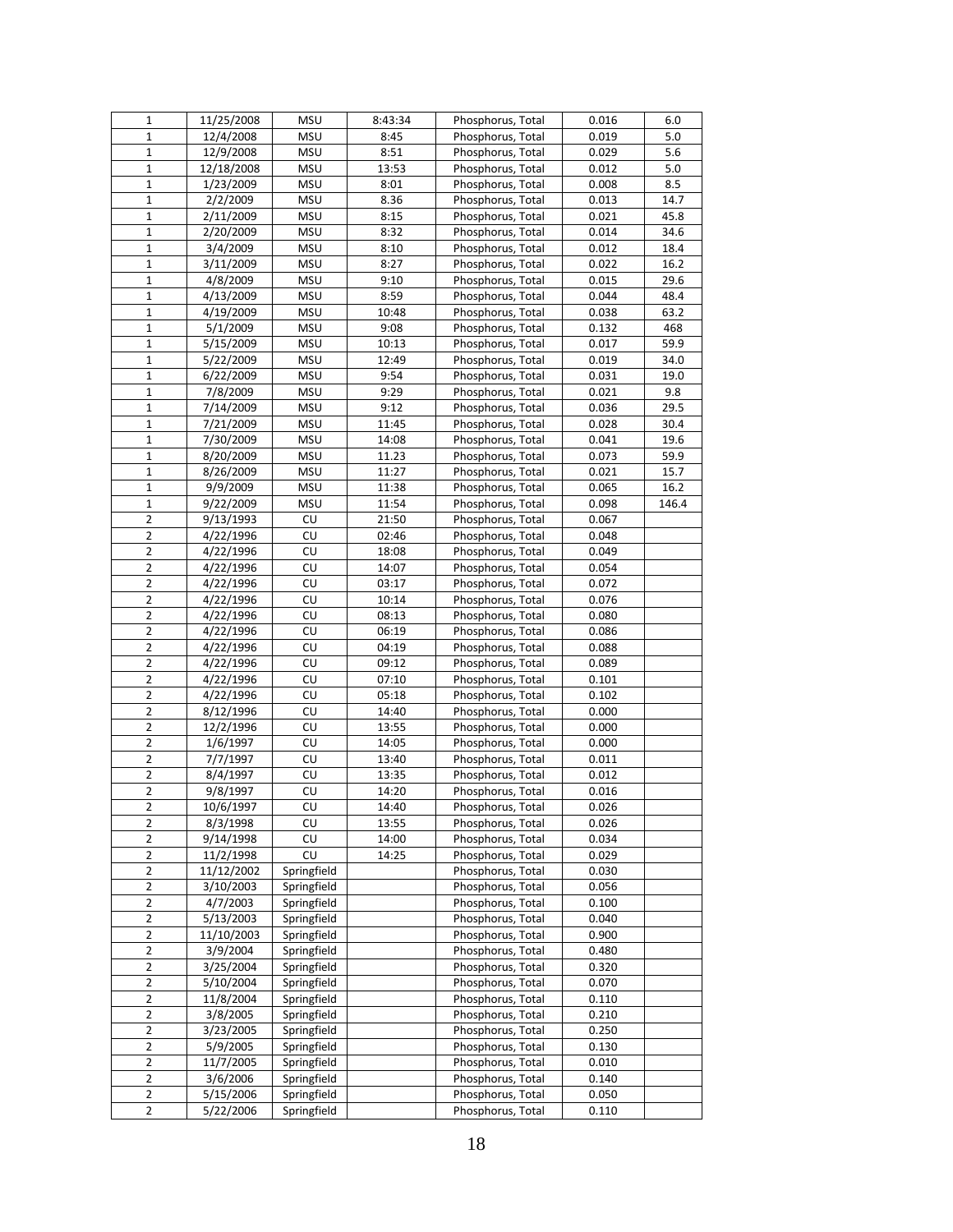| | | | | | | |
|---|---|---|---|---|---|---|
| 1 | 11/25/2008 | MSU | 8:43:34 | Phosphorus, Total | 0.016 | 6.0 |
| 1 | 12/4/2008 | MSU | 8:45 | Phosphorus, Total | 0.019 | 5.0 |
| 1 | 12/9/2008 | MSU | 8:51 | Phosphorus, Total | 0.029 | 5.6 |
| 1 | 12/18/2008 | MSU | 13:53 | Phosphorus, Total | 0.012 | 5.0 |
| 1 | 1/23/2009 | MSU | 8:01 | Phosphorus, Total | 0.008 | 8.5 |
| 1 | 2/2/2009 | MSU | 8.36 | Phosphorus, Total | 0.013 | 14.7 |
| 1 | 2/11/2009 | MSU | 8:15 | Phosphorus, Total | 0.021 | 45.8 |
| 1 | 2/20/2009 | MSU | 8:32 | Phosphorus, Total | 0.014 | 34.6 |
| 1 | 3/4/2009 | MSU | 8:10 | Phosphorus, Total | 0.012 | 18.4 |
| 1 | 3/11/2009 | MSU | 8:27 | Phosphorus, Total | 0.022 | 16.2 |
| 1 | 4/8/2009 | MSU | 9:10 | Phosphorus, Total | 0.015 | 29.6 |
| 1 | 4/13/2009 | MSU | 8:59 | Phosphorus, Total | 0.044 | 48.4 |
| 1 | 4/19/2009 | MSU | 10:48 | Phosphorus, Total | 0.038 | 63.2 |
| 1 | 5/1/2009 | MSU | 9:08 | Phosphorus, Total | 0.132 | 468 |
| 1 | 5/15/2009 | MSU | 10:13 | Phosphorus, Total | 0.017 | 59.9 |
| 1 | 5/22/2009 | MSU | 12:49 | Phosphorus, Total | 0.019 | 34.0 |
| 1 | 6/22/2009 | MSU | 9:54 | Phosphorus, Total | 0.031 | 19.0 |
| 1 | 7/8/2009 | MSU | 9:29 | Phosphorus, Total | 0.021 | 9.8 |
| 1 | 7/14/2009 | MSU | 9:12 | Phosphorus, Total | 0.036 | 29.5 |
| 1 | 7/21/2009 | MSU | 11:45 | Phosphorus, Total | 0.028 | 30.4 |
| 1 | 7/30/2009 | MSU | 14:08 | Phosphorus, Total | 0.041 | 19.6 |
| 1 | 8/20/2009 | MSU | 11.23 | Phosphorus, Total | 0.073 | 59.9 |
| 1 | 8/26/2009 | MSU | 11:27 | Phosphorus, Total | 0.021 | 15.7 |
| 1 | 9/9/2009 | MSU | 11:38 | Phosphorus, Total | 0.065 | 16.2 |
| 1 | 9/22/2009 | MSU | 11:54 | Phosphorus, Total | 0.098 | 146.4 |
| 2 | 9/13/1993 | CU | 21:50 | Phosphorus, Total | 0.067 | |
| 2 | 4/22/1996 | CU | 02:46 | Phosphorus, Total | 0.048 | |
| 2 | 4/22/1996 | CU | 18:08 | Phosphorus, Total | 0.049 | |
| 2 | 4/22/1996 | CU | 14:07 | Phosphorus, Total | 0.054 | |
| 2 | 4/22/1996 | CU | 03:17 | Phosphorus, Total | 0.072 | |
| 2 | 4/22/1996 | CU | 10:14 | Phosphorus, Total | 0.076 | |
| 2 | 4/22/1996 | CU | 08:13 | Phosphorus, Total | 0.080 | |
| 2 | 4/22/1996 | CU | 06:19 | Phosphorus, Total | 0.086 | |
| 2 | 4/22/1996 | CU | 04:19 | Phosphorus, Total | 0.088 | |
| 2 | 4/22/1996 | CU | 09:12 | Phosphorus, Total | 0.089 | |
| 2 | 4/22/1996 | CU | 07:10 | Phosphorus, Total | 0.101 | |
| 2 | 4/22/1996 | CU | 05:18 | Phosphorus, Total | 0.102 | |
| 2 | 8/12/1996 | CU | 14:40 | Phosphorus, Total | 0.000 | |
| 2 | 12/2/1996 | CU | 13:55 | Phosphorus, Total | 0.000 | |
| 2 | 1/6/1997 | CU | 14:05 | Phosphorus, Total | 0.000 | |
| 2 | 7/7/1997 | CU | 13:40 | Phosphorus, Total | 0.011 | |
| 2 | 8/4/1997 | CU | 13:35 | Phosphorus, Total | 0.012 | |
| 2 | 9/8/1997 | CU | 14:20 | Phosphorus, Total | 0.016 | |
| 2 | 10/6/1997 | CU | 14:40 | Phosphorus, Total | 0.026 | |
| 2 | 8/3/1998 | CU | 13:55 | Phosphorus, Total | 0.026 | |
| 2 | 9/14/1998 | CU | 14:00 | Phosphorus, Total | 0.034 | |
| 2 | 11/2/1998 | CU | 14:25 | Phosphorus, Total | 0.029 | |
| 2 | 11/12/2002 | Springfield | | Phosphorus, Total | 0.030 | |
| 2 | 3/10/2003 | Springfield | | Phosphorus, Total | 0.056 | |
| 2 | 4/7/2003 | Springfield | | Phosphorus, Total | 0.100 | |
| 2 | 5/13/2003 | Springfield | | Phosphorus, Total | 0.040 | |
| 2 | 11/10/2003 | Springfield | | Phosphorus, Total | 0.900 | |
| 2 | 3/9/2004 | Springfield | | Phosphorus, Total | 0.480 | |
| 2 | 3/25/2004 | Springfield | | Phosphorus, Total | 0.320 | |
| 2 | 5/10/2004 | Springfield | | Phosphorus, Total | 0.070 | |
| 2 | 11/8/2004 | Springfield | | Phosphorus, Total | 0.110 | |
| 2 | 3/8/2005 | Springfield | | Phosphorus, Total | 0.210 | |
| 2 | 3/23/2005 | Springfield | | Phosphorus, Total | 0.250 | |
| 2 | 5/9/2005 | Springfield | | Phosphorus, Total | 0.130 | |
| 2 | 11/7/2005 | Springfield | | Phosphorus, Total | 0.010 | |
| 2 | 3/6/2006 | Springfield | | Phosphorus, Total | 0.140 | |
| 2 | 5/15/2006 | Springfield | | Phosphorus, Total | 0.050 | |
| 2 | 5/22/2006 | Springfield | | Phosphorus, Total | 0.110 | |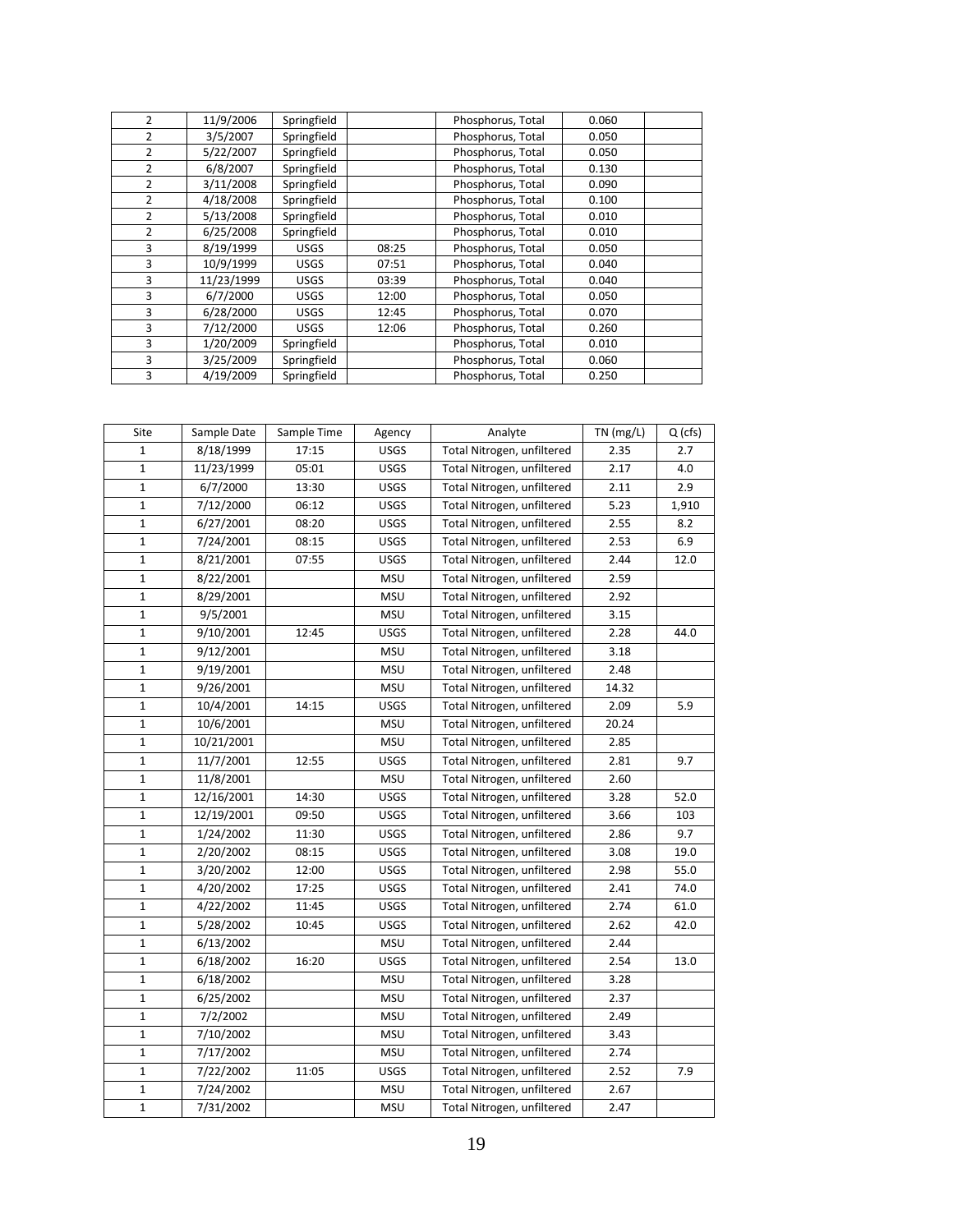| | | | | | | |
|---|---|---|---|---|---|---|
| 2 | 11/9/2006 | Springfield | | Phosphorus, Total | 0.060 | |
| 2 | 3/5/2007 | Springfield | | Phosphorus, Total | 0.050 | |
| 2 | 5/22/2007 | Springfield | | Phosphorus, Total | 0.050 | |
| 2 | 6/8/2007 | Springfield | | Phosphorus, Total | 0.130 | |
| 2 | 3/11/2008 | Springfield | | Phosphorus, Total | 0.090 | |
| 2 | 4/18/2008 | Springfield | | Phosphorus, Total | 0.100 | |
| 2 | 5/13/2008 | Springfield | | Phosphorus, Total | 0.010 | |
| 2 | 6/25/2008 | Springfield | | Phosphorus, Total | 0.010 | |
| 3 | 8/19/1999 | USGS | 08:25 | Phosphorus, Total | 0.050 | |
| 3 | 10/9/1999 | USGS | 07:51 | Phosphorus, Total | 0.040 | |
| 3 | 11/23/1999 | USGS | 03:39 | Phosphorus, Total | 0.040 | |
| 3 | 6/7/2000 | USGS | 12:00 | Phosphorus, Total | 0.050 | |
| 3 | 6/28/2000 | USGS | 12:45 | Phosphorus, Total | 0.070 | |
| 3 | 7/12/2000 | USGS | 12:06 | Phosphorus, Total | 0.260 | |
| 3 | 1/20/2009 | Springfield | | Phosphorus, Total | 0.010 | |
| 3 | 3/25/2009 | Springfield | | Phosphorus, Total | 0.060 | |
| 3 | 4/19/2009 | Springfield | | Phosphorus, Total | 0.250 | |

| Site | Sample Date | Sample Time | Agency | Analyte | TN (mg/L) | Q (cfs) |
|---|---|---|---|---|---|---|
| 1 | 8/18/1999 | 17:15 | USGS | Total Nitrogen, unfiltered | 2.35 | 2.7 |
| 1 | 11/23/1999 | 05:01 | USGS | Total Nitrogen, unfiltered | 2.17 | 4.0 |
| 1 | 6/7/2000 | 13:30 | USGS | Total Nitrogen, unfiltered | 2.11 | 2.9 |
| 1 | 7/12/2000 | 06:12 | USGS | Total Nitrogen, unfiltered | 5.23 | 1,910 |
| 1 | 6/27/2001 | 08:20 | USGS | Total Nitrogen, unfiltered | 2.55 | 8.2 |
| 1 | 7/24/2001 | 08:15 | USGS | Total Nitrogen, unfiltered | 2.53 | 6.9 |
| 1 | 8/21/2001 | 07:55 | USGS | Total Nitrogen, unfiltered | 2.44 | 12.0 |
| 1 | 8/22/2001 | | MSU | Total Nitrogen, unfiltered | 2.59 | |
| 1 | 8/29/2001 | | MSU | Total Nitrogen, unfiltered | 2.92 | |
| 1 | 9/5/2001 | | MSU | Total Nitrogen, unfiltered | 3.15 | |
| 1 | 9/10/2001 | 12:45 | USGS | Total Nitrogen, unfiltered | 2.28 | 44.0 |
| 1 | 9/12/2001 | | MSU | Total Nitrogen, unfiltered | 3.18 | |
| 1 | 9/19/2001 | | MSU | Total Nitrogen, unfiltered | 2.48 | |
| 1 | 9/26/2001 | | MSU | Total Nitrogen, unfiltered | 14.32 | |
| 1 | 10/4/2001 | 14:15 | USGS | Total Nitrogen, unfiltered | 2.09 | 5.9 |
| 1 | 10/6/2001 | | MSU | Total Nitrogen, unfiltered | 20.24 | |
| 1 | 10/21/2001 | | MSU | Total Nitrogen, unfiltered | 2.85 | |
| 1 | 11/7/2001 | 12:55 | USGS | Total Nitrogen, unfiltered | 2.81 | 9.7 |
| 1 | 11/8/2001 | | MSU | Total Nitrogen, unfiltered | 2.60 | |
| 1 | 12/16/2001 | 14:30 | USGS | Total Nitrogen, unfiltered | 3.28 | 52.0 |
| 1 | 12/19/2001 | 09:50 | USGS | Total Nitrogen, unfiltered | 3.66 | 103 |
| 1 | 1/24/2002 | 11:30 | USGS | Total Nitrogen, unfiltered | 2.86 | 9.7 |
| 1 | 2/20/2002 | 08:15 | USGS | Total Nitrogen, unfiltered | 3.08 | 19.0 |
| 1 | 3/20/2002 | 12:00 | USGS | Total Nitrogen, unfiltered | 2.98 | 55.0 |
| 1 | 4/20/2002 | 17:25 | USGS | Total Nitrogen, unfiltered | 2.41 | 74.0 |
| 1 | 4/22/2002 | 11:45 | USGS | Total Nitrogen, unfiltered | 2.74 | 61.0 |
| 1 | 5/28/2002 | 10:45 | USGS | Total Nitrogen, unfiltered | 2.62 | 42.0 |
| 1 | 6/13/2002 | | MSU | Total Nitrogen, unfiltered | 2.44 | |
| 1 | 6/18/2002 | 16:20 | USGS | Total Nitrogen, unfiltered | 2.54 | 13.0 |
| 1 | 6/18/2002 | | MSU | Total Nitrogen, unfiltered | 3.28 | |
| 1 | 6/25/2002 | | MSU | Total Nitrogen, unfiltered | 2.37 | |
| 1 | 7/2/2002 | | MSU | Total Nitrogen, unfiltered | 2.49 | |
| 1 | 7/10/2002 | | MSU | Total Nitrogen, unfiltered | 3.43 | |
| 1 | 7/17/2002 | | MSU | Total Nitrogen, unfiltered | 2.74 | |
| 1 | 7/22/2002 | 11:05 | USGS | Total Nitrogen, unfiltered | 2.52 | 7.9 |
| 1 | 7/24/2002 | | MSU | Total Nitrogen, unfiltered | 2.67 | |
| 1 | 7/31/2002 | | MSU | Total Nitrogen, unfiltered | 2.47 | |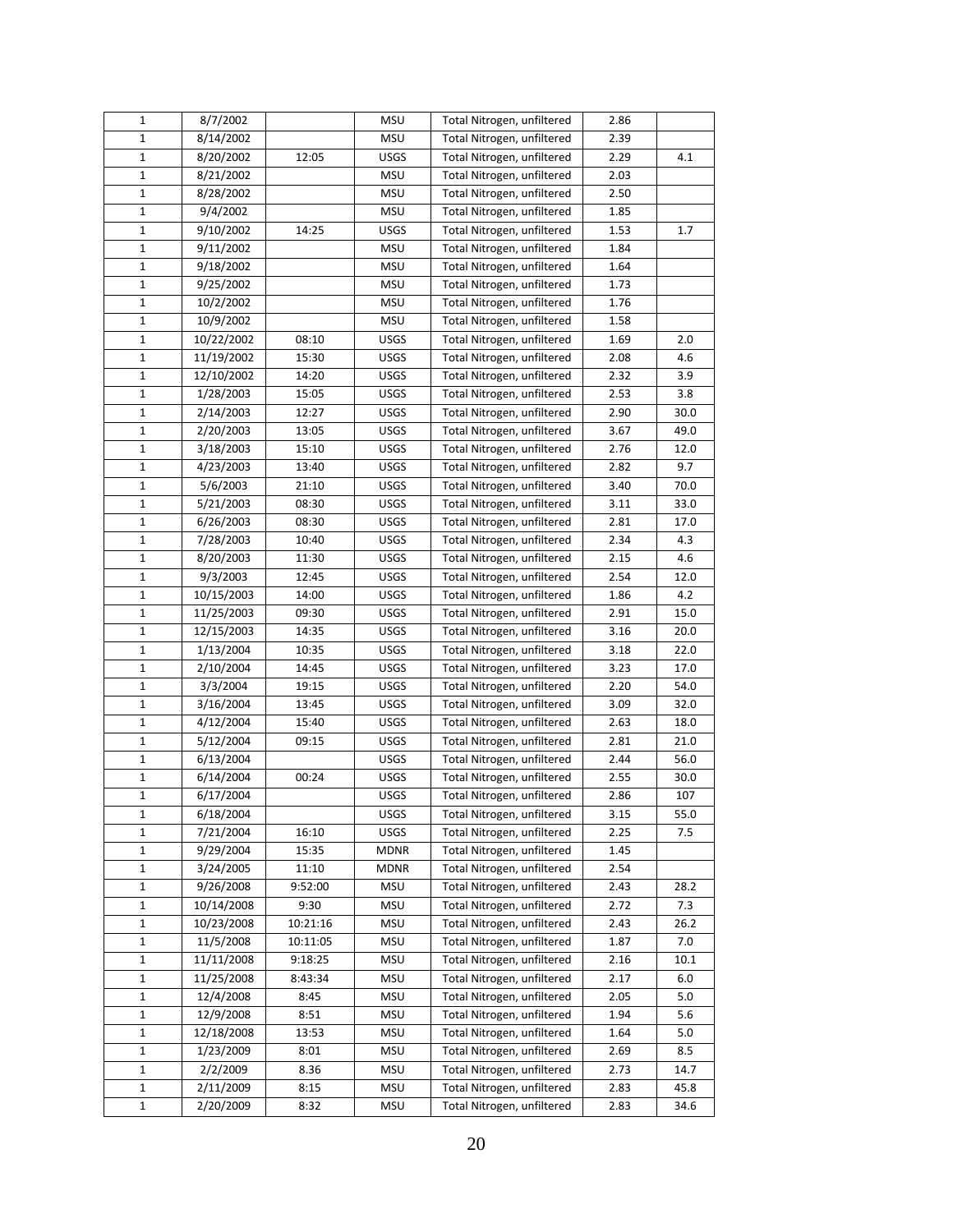| | | | | | | |
|---|---|---|---|---|---|---|
| 1 | 8/7/2002 | | MSU | Total Nitrogen, unfiltered | 2.86 | |
| 1 | 8/14/2002 | | MSU | Total Nitrogen, unfiltered | 2.39 | |
| 1 | 8/20/2002 | 12:05 | USGS | Total Nitrogen, unfiltered | 2.29 | 4.1 |
| 1 | 8/21/2002 | | MSU | Total Nitrogen, unfiltered | 2.03 | |
| 1 | 8/28/2002 | | MSU | Total Nitrogen, unfiltered | 2.50 | |
| 1 | 9/4/2002 | | MSU | Total Nitrogen, unfiltered | 1.85 | |
| 1 | 9/10/2002 | 14:25 | USGS | Total Nitrogen, unfiltered | 1.53 | 1.7 |
| 1 | 9/11/2002 | | MSU | Total Nitrogen, unfiltered | 1.84 | |
| 1 | 9/18/2002 | | MSU | Total Nitrogen, unfiltered | 1.64 | |
| 1 | 9/25/2002 | | MSU | Total Nitrogen, unfiltered | 1.73 | |
| 1 | 10/2/2002 | | MSU | Total Nitrogen, unfiltered | 1.76 | |
| 1 | 10/9/2002 | | MSU | Total Nitrogen, unfiltered | 1.58 | |
| 1 | 10/22/2002 | 08:10 | USGS | Total Nitrogen, unfiltered | 1.69 | 2.0 |
| 1 | 11/19/2002 | 15:30 | USGS | Total Nitrogen, unfiltered | 2.08 | 4.6 |
| 1 | 12/10/2002 | 14:20 | USGS | Total Nitrogen, unfiltered | 2.32 | 3.9 |
| 1 | 1/28/2003 | 15:05 | USGS | Total Nitrogen, unfiltered | 2.53 | 3.8 |
| 1 | 2/14/2003 | 12:27 | USGS | Total Nitrogen, unfiltered | 2.90 | 30.0 |
| 1 | 2/20/2003 | 13:05 | USGS | Total Nitrogen, unfiltered | 3.67 | 49.0 |
| 1 | 3/18/2003 | 15:10 | USGS | Total Nitrogen, unfiltered | 2.76 | 12.0 |
| 1 | 4/23/2003 | 13:40 | USGS | Total Nitrogen, unfiltered | 2.82 | 9.7 |
| 1 | 5/6/2003 | 21:10 | USGS | Total Nitrogen, unfiltered | 3.40 | 70.0 |
| 1 | 5/21/2003 | 08:30 | USGS | Total Nitrogen, unfiltered | 3.11 | 33.0 |
| 1 | 6/26/2003 | 08:30 | USGS | Total Nitrogen, unfiltered | 2.81 | 17.0 |
| 1 | 7/28/2003 | 10:40 | USGS | Total Nitrogen, unfiltered | 2.34 | 4.3 |
| 1 | 8/20/2003 | 11:30 | USGS | Total Nitrogen, unfiltered | 2.15 | 4.6 |
| 1 | 9/3/2003 | 12:45 | USGS | Total Nitrogen, unfiltered | 2.54 | 12.0 |
| 1 | 10/15/2003 | 14:00 | USGS | Total Nitrogen, unfiltered | 1.86 | 4.2 |
| 1 | 11/25/2003 | 09:30 | USGS | Total Nitrogen, unfiltered | 2.91 | 15.0 |
| 1 | 12/15/2003 | 14:35 | USGS | Total Nitrogen, unfiltered | 3.16 | 20.0 |
| 1 | 1/13/2004 | 10:35 | USGS | Total Nitrogen, unfiltered | 3.18 | 22.0 |
| 1 | 2/10/2004 | 14:45 | USGS | Total Nitrogen, unfiltered | 3.23 | 17.0 |
| 1 | 3/3/2004 | 19:15 | USGS | Total Nitrogen, unfiltered | 2.20 | 54.0 |
| 1 | 3/16/2004 | 13:45 | USGS | Total Nitrogen, unfiltered | 3.09 | 32.0 |
| 1 | 4/12/2004 | 15:40 | USGS | Total Nitrogen, unfiltered | 2.63 | 18.0 |
| 1 | 5/12/2004 | 09:15 | USGS | Total Nitrogen, unfiltered | 2.81 | 21.0 |
| 1 | 6/13/2004 | | USGS | Total Nitrogen, unfiltered | 2.44 | 56.0 |
| 1 | 6/14/2004 | 00:24 | USGS | Total Nitrogen, unfiltered | 2.55 | 30.0 |
| 1 | 6/17/2004 | | USGS | Total Nitrogen, unfiltered | 2.86 | 107 |
| 1 | 6/18/2004 | | USGS | Total Nitrogen, unfiltered | 3.15 | 55.0 |
| 1 | 7/21/2004 | 16:10 | USGS | Total Nitrogen, unfiltered | 2.25 | 7.5 |
| 1 | 9/29/2004 | 15:35 | MDNR | Total Nitrogen, unfiltered | 1.45 | |
| 1 | 3/24/2005 | 11:10 | MDNR | Total Nitrogen, unfiltered | 2.54 | |
| 1 | 9/26/2008 | 9:52:00 | MSU | Total Nitrogen, unfiltered | 2.43 | 28.2 |
| 1 | 10/14/2008 | 9:30 | MSU | Total Nitrogen, unfiltered | 2.72 | 7.3 |
| 1 | 10/23/2008 | 10:21:16 | MSU | Total Nitrogen, unfiltered | 2.43 | 26.2 |
| 1 | 11/5/2008 | 10:11:05 | MSU | Total Nitrogen, unfiltered | 1.87 | 7.0 |
| 1 | 11/11/2008 | 9:18:25 | MSU | Total Nitrogen, unfiltered | 2.16 | 10.1 |
| 1 | 11/25/2008 | 8:43:34 | MSU | Total Nitrogen, unfiltered | 2.17 | 6.0 |
| 1 | 12/4/2008 | 8:45 | MSU | Total Nitrogen, unfiltered | 2.05 | 5.0 |
| 1 | 12/9/2008 | 8:51 | MSU | Total Nitrogen, unfiltered | 1.94 | 5.6 |
| 1 | 12/18/2008 | 13:53 | MSU | Total Nitrogen, unfiltered | 1.64 | 5.0 |
| 1 | 1/23/2009 | 8:01 | MSU | Total Nitrogen, unfiltered | 2.69 | 8.5 |
| 1 | 2/2/2009 | 8.36 | MSU | Total Nitrogen, unfiltered | 2.73 | 14.7 |
| 1 | 2/11/2009 | 8:15 | MSU | Total Nitrogen, unfiltered | 2.83 | 45.8 |
| 1 | 2/20/2009 | 8:32 | MSU | Total Nitrogen, unfiltered | 2.83 | 34.6 |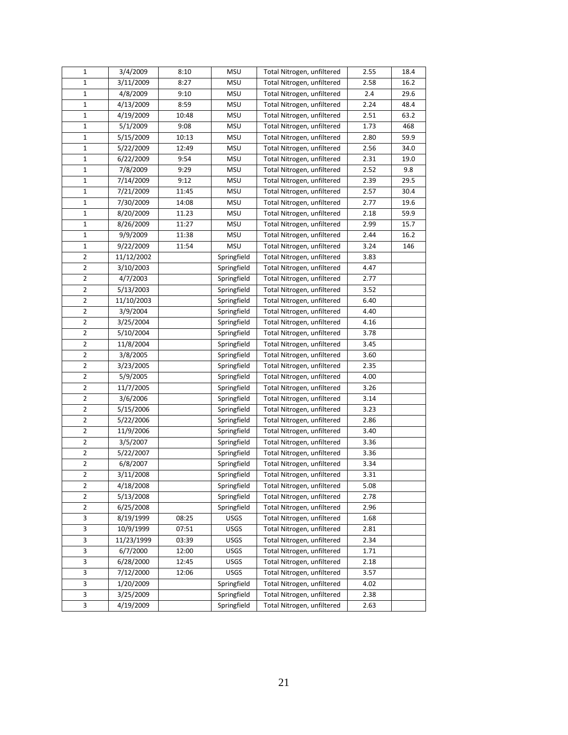| | | | | | | |
|---|---|---|---|---|---|---|
| 1 | 3/4/2009 | 8:10 | MSU | Total Nitrogen, unfiltered | 2.55 | 18.4 |
| 1 | 3/11/2009 | 8:27 | MSU | Total Nitrogen, unfiltered | 2.58 | 16.2 |
| 1 | 4/8/2009 | 9:10 | MSU | Total Nitrogen, unfiltered | 2.4 | 29.6 |
| 1 | 4/13/2009 | 8:59 | MSU | Total Nitrogen, unfiltered | 2.24 | 48.4 |
| 1 | 4/19/2009 | 10:48 | MSU | Total Nitrogen, unfiltered | 2.51 | 63.2 |
| 1 | 5/1/2009 | 9:08 | MSU | Total Nitrogen, unfiltered | 1.73 | 468 |
| 1 | 5/15/2009 | 10:13 | MSU | Total Nitrogen, unfiltered | 2.80 | 59.9 |
| 1 | 5/22/2009 | 12:49 | MSU | Total Nitrogen, unfiltered | 2.56 | 34.0 |
| 1 | 6/22/2009 | 9:54 | MSU | Total Nitrogen, unfiltered | 2.31 | 19.0 |
| 1 | 7/8/2009 | 9:29 | MSU | Total Nitrogen, unfiltered | 2.52 | 9.8 |
| 1 | 7/14/2009 | 9:12 | MSU | Total Nitrogen, unfiltered | 2.39 | 29.5 |
| 1 | 7/21/2009 | 11:45 | MSU | Total Nitrogen, unfiltered | 2.57 | 30.4 |
| 1 | 7/30/2009 | 14:08 | MSU | Total Nitrogen, unfiltered | 2.77 | 19.6 |
| 1 | 8/20/2009 | 11.23 | MSU | Total Nitrogen, unfiltered | 2.18 | 59.9 |
| 1 | 8/26/2009 | 11:27 | MSU | Total Nitrogen, unfiltered | 2.99 | 15.7 |
| 1 | 9/9/2009 | 11:38 | MSU | Total Nitrogen, unfiltered | 2.44 | 16.2 |
| 1 | 9/22/2009 | 11:54 | MSU | Total Nitrogen, unfiltered | 3.24 | 146 |
| 2 | 11/12/2002 | | Springfield | Total Nitrogen, unfiltered | 3.83 | |
| 2 | 3/10/2003 | | Springfield | Total Nitrogen, unfiltered | 4.47 | |
| 2 | 4/7/2003 | | Springfield | Total Nitrogen, unfiltered | 2.77 | |
| 2 | 5/13/2003 | | Springfield | Total Nitrogen, unfiltered | 3.52 | |
| 2 | 11/10/2003 | | Springfield | Total Nitrogen, unfiltered | 6.40 | |
| 2 | 3/9/2004 | | Springfield | Total Nitrogen, unfiltered | 4.40 | |
| 2 | 3/25/2004 | | Springfield | Total Nitrogen, unfiltered | 4.16 | |
| 2 | 5/10/2004 | | Springfield | Total Nitrogen, unfiltered | 3.78 | |
| 2 | 11/8/2004 | | Springfield | Total Nitrogen, unfiltered | 3.45 | |
| 2 | 3/8/2005 | | Springfield | Total Nitrogen, unfiltered | 3.60 | |
| 2 | 3/23/2005 | | Springfield | Total Nitrogen, unfiltered | 2.35 | |
| 2 | 5/9/2005 | | Springfield | Total Nitrogen, unfiltered | 4.00 | |
| 2 | 11/7/2005 | | Springfield | Total Nitrogen, unfiltered | 3.26 | |
| 2 | 3/6/2006 | | Springfield | Total Nitrogen, unfiltered | 3.14 | |
| 2 | 5/15/2006 | | Springfield | Total Nitrogen, unfiltered | 3.23 | |
| 2 | 5/22/2006 | | Springfield | Total Nitrogen, unfiltered | 2.86 | |
| 2 | 11/9/2006 | | Springfield | Total Nitrogen, unfiltered | 3.40 | |
| 2 | 3/5/2007 | | Springfield | Total Nitrogen, unfiltered | 3.36 | |
| 2 | 5/22/2007 | | Springfield | Total Nitrogen, unfiltered | 3.36 | |
| 2 | 6/8/2007 | | Springfield | Total Nitrogen, unfiltered | 3.34 | |
| 2 | 3/11/2008 | | Springfield | Total Nitrogen, unfiltered | 3.31 | |
| 2 | 4/18/2008 | | Springfield | Total Nitrogen, unfiltered | 5.08 | |
| 2 | 5/13/2008 | | Springfield | Total Nitrogen, unfiltered | 2.78 | |
| 2 | 6/25/2008 | | Springfield | Total Nitrogen, unfiltered | 2.96 | |
| 3 | 8/19/1999 | 08:25 | USGS | Total Nitrogen, unfiltered | 1.68 | |
| 3 | 10/9/1999 | 07:51 | USGS | Total Nitrogen, unfiltered | 2.81 | |
| 3 | 11/23/1999 | 03:39 | USGS | Total Nitrogen, unfiltered | 2.34 | |
| 3 | 6/7/2000 | 12:00 | USGS | Total Nitrogen, unfiltered | 1.71 | |
| 3 | 6/28/2000 | 12:45 | USGS | Total Nitrogen, unfiltered | 2.18 | |
| 3 | 7/12/2000 | 12:06 | USGS | Total Nitrogen, unfiltered | 3.57 | |
| 3 | 1/20/2009 | | Springfield | Total Nitrogen, unfiltered | 4.02 | |
| 3 | 3/25/2009 | | Springfield | Total Nitrogen, unfiltered | 2.38 | |
| 3 | 4/19/2009 | | Springfield | Total Nitrogen, unfiltered | 2.63 | |